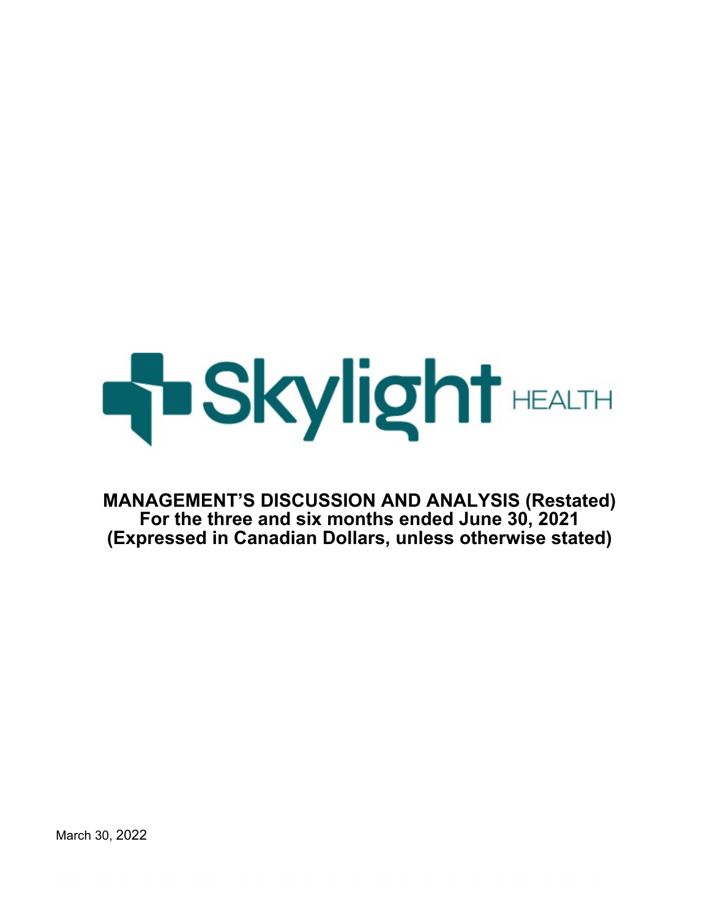Skylight HEALTH

# MANAGEMENT'S DISCUSSION AND ANALYSIS (Restated)
## For the three and six months ended June 30, 2021
## (Expressed in Canadian Dollars, unless otherwise stated)

March 30, 2022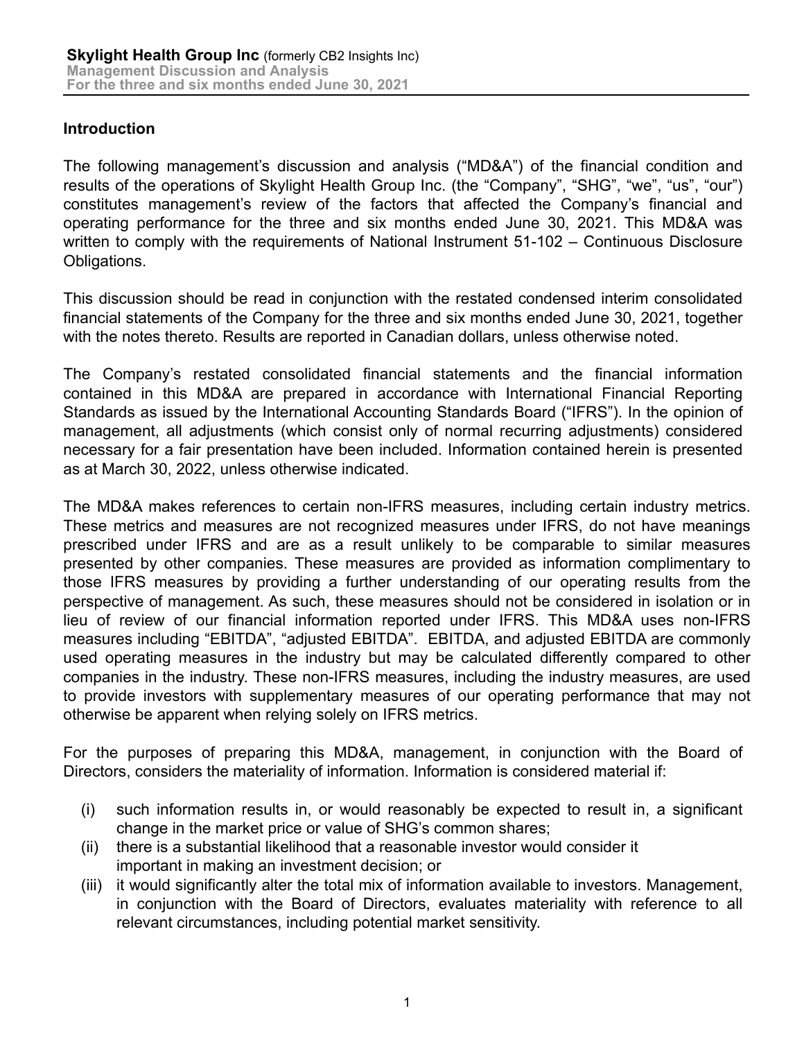## Introduction

The following management's discussion and analysis ("MD&A") of the financial condition and results of the operations of Skylight Health Group Inc. (the "Company", "SHG", "we", "us", "our") constitutes management's review of the factors that affected the Company's financial and operating performance for the three and six months ended June 30, 2021. This MD&A was written to comply with the requirements of National Instrument 51-102 – Continuous Disclosure Obligations.

This discussion should be read in conjunction with the restated condensed interim consolidated financial statements of the Company for the three and six months ended June 30, 2021, together with the notes thereto. Results are reported in Canadian dollars, unless otherwise noted.

The Company's restated consolidated financial statements and the financial information contained in this MD&A are prepared in accordance with International Financial Reporting Standards as issued by the International Accounting Standards Board ("IFRS"). In the opinion of management, all adjustments (which consist only of normal recurring adjustments) considered necessary for a fair presentation have been included. Information contained herein is presented as at March 30, 2022, unless otherwise indicated.

The MD&A makes references to certain non-IFRS measures, including certain industry metrics. These metrics and measures are not recognized measures under IFRS, do not have meanings prescribed under IFRS and are as a result unlikely to be comparable to similar measures presented by other companies. These measures are provided as information complimentary to those IFRS measures by providing a further understanding of our operating results from the perspective of management. As such, these measures should not be considered in isolation or in lieu of review of our financial information reported under IFRS. This MD&A uses non-IFRS measures including "EBITDA", "adjusted EBITDA". EBITDA, and adjusted EBITDA are commonly used operating measures in the industry but may be calculated differently compared to other companies in the industry. These non-IFRS measures, including the industry measures, are used to provide investors with supplementary measures of our operating performance that may not otherwise be apparent when relying solely on IFRS metrics.

For the purposes of preparing this MD&A, management, in conjunction with the Board of Directors, considers the materiality of information. Information is considered material if:

(i) such information results in, or would reasonably be expected to result in, a significant change in the market price or value of SHG's common shares;
(ii) there is a substantial likelihood that a reasonable investor would consider it important in making an investment decision; or
(iii) it would significantly alter the total mix of information available to investors. Management, in conjunction with the Board of Directors, evaluates materiality with reference to all relevant circumstances, including potential market sensitivity.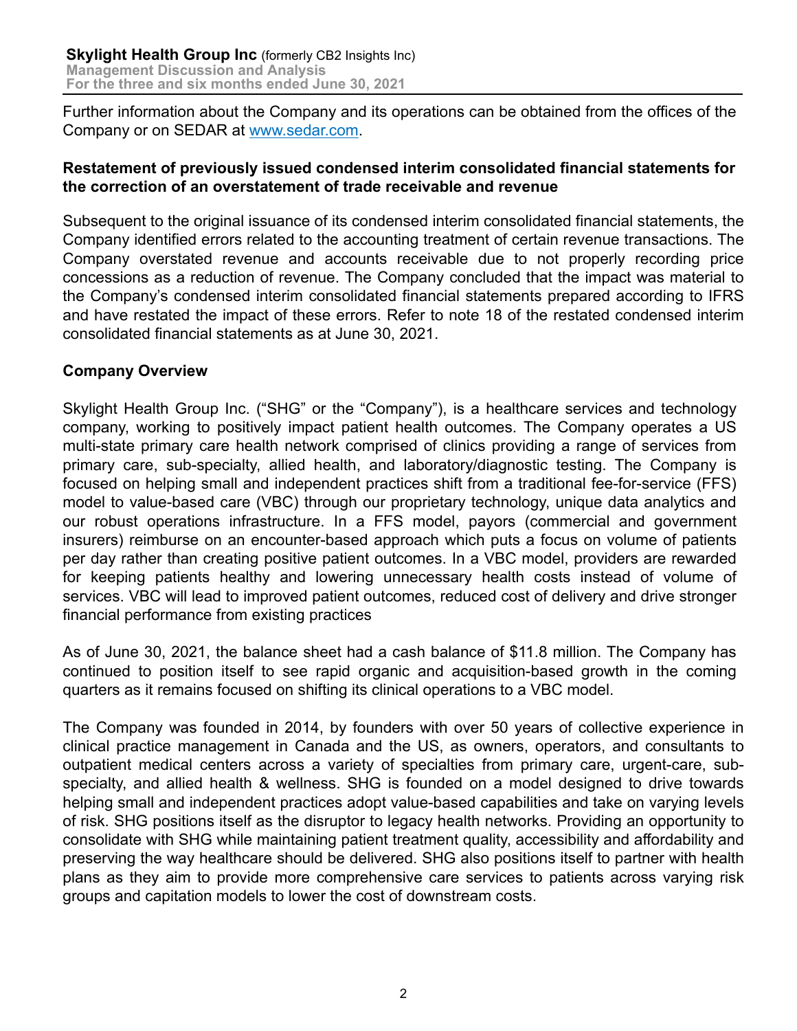Further information about the Company and its operations can be obtained from the offices of the Company or on SEDAR at www.sedar.com.

**Restatement of previously issued condensed interim consolidated financial statements for the correction of an overstatement of trade receivable and revenue**

Subsequent to the original issuance of its condensed interim consolidated financial statements, the Company identified errors related to the accounting treatment of certain revenue transactions. The Company overstated revenue and accounts receivable due to not properly recording price concessions as a reduction of revenue. The Company concluded that the impact was material to the Company's condensed interim consolidated financial statements prepared according to IFRS and have restated the impact of these errors. Refer to note 18 of the restated condensed interim consolidated financial statements as at June 30, 2021.

**Company Overview**

Skylight Health Group Inc. ("SHG" or the "Company"), is a healthcare services and technology company, working to positively impact patient health outcomes. The Company operates a US multi-state primary care health network comprised of clinics providing a range of services from primary care, sub-specialty, allied health, and laboratory/diagnostic testing. The Company is focused on helping small and independent practices shift from a traditional fee-for-service (FFS) model to value-based care (VBC) through our proprietary technology, unique data analytics and our robust operations infrastructure. In a FFS model, payors (commercial and government insurers) reimburse on an encounter-based approach which puts a focus on volume of patients per day rather than creating positive patient outcomes. In a VBC model, providers are rewarded for keeping patients healthy and lowering unnecessary health costs instead of volume of services. VBC will lead to improved patient outcomes, reduced cost of delivery and drive stronger financial performance from existing practices

As of June 30, 2021, the balance sheet had a cash balance of $11.8 million. The Company has continued to position itself to see rapid organic and acquisition-based growth in the coming quarters as it remains focused on shifting its clinical operations to a VBC model.

The Company was founded in 2014, by founders with over 50 years of collective experience in clinical practice management in Canada and the US, as owners, operators, and consultants to outpatient medical centers across a variety of specialties from primary care, urgent-care, sub-specialty, and allied health & wellness. SHG is founded on a model designed to drive towards helping small and independent practices adopt value-based capabilities and take on varying levels of risk. SHG positions itself as the disruptor to legacy health networks. Providing an opportunity to consolidate with SHG while maintaining patient treatment quality, accessibility and affordability and preserving the way healthcare should be delivered. SHG also positions itself to partner with health plans as they aim to provide more comprehensive care services to patients across varying risk groups and capitation models to lower the cost of downstream costs.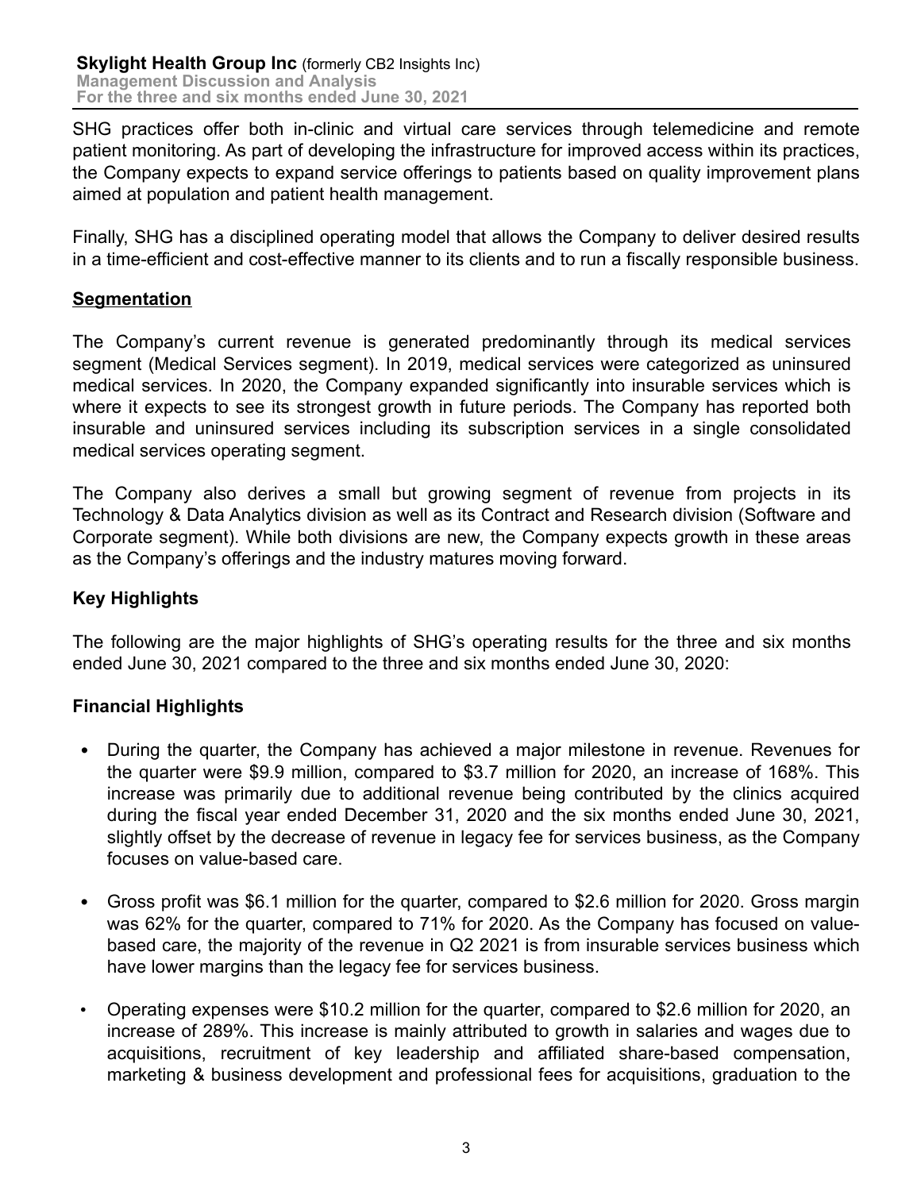SHG practices offer both in-clinic and virtual care services through telemedicine and remote patient monitoring. As part of developing the infrastructure for improved access within its practices, the Company expects to expand service offerings to patients based on quality improvement plans aimed at population and patient health management.

Finally, SHG has a disciplined operating model that allows the Company to deliver desired results in a time-efficient and cost-effective manner to its clients and to run a fiscally responsible business.

## Segmentation

The Company's current revenue is generated predominantly through its medical services segment (Medical Services segment). In 2019, medical services were categorized as uninsured medical services. In 2020, the Company expanded significantly into insurable services which is where it expects to see its strongest growth in future periods. The Company has reported both insurable and uninsured services including its subscription services in a single consolidated medical services operating segment.

The Company also derives a small but growing segment of revenue from projects in its Technology & Data Analytics division as well as its Contract and Research division (Software and Corporate segment). While both divisions are new, the Company expects growth in these areas as the Company's offerings and the industry matures moving forward.

## Key Highlights

The following are the major highlights of SHG's operating results for the three and six months ended June 30, 2021 compared to the three and six months ended June 30, 2020:

## Financial Highlights

- During the quarter, the Company has achieved a major milestone in revenue. Revenues for the quarter were $9.9 million, compared to $3.7 million for 2020, an increase of 168%. This increase was primarily due to additional revenue being contributed by the clinics acquired during the fiscal year ended December 31, 2020 and the six months ended June 30, 2021, slightly offset by the decrease of revenue in legacy fee for services business, as the Company focuses on value-based care.

- Gross profit was $6.1 million for the quarter, compared to $2.6 million for 2020. Gross margin was 62% for the quarter, compared to 71% for 2020. As the Company has focused on value-based care, the majority of the revenue in Q2 2021 is from insurable services business which have lower margins than the legacy fee for services business.

- Operating expenses were $10.2 million for the quarter, compared to $2.6 million for 2020, an increase of 289%. This increase is mainly attributed to growth in salaries and wages due to acquisitions, recruitment of key leadership and affiliated share-based compensation, marketing & business development and professional fees for acquisitions, graduation to the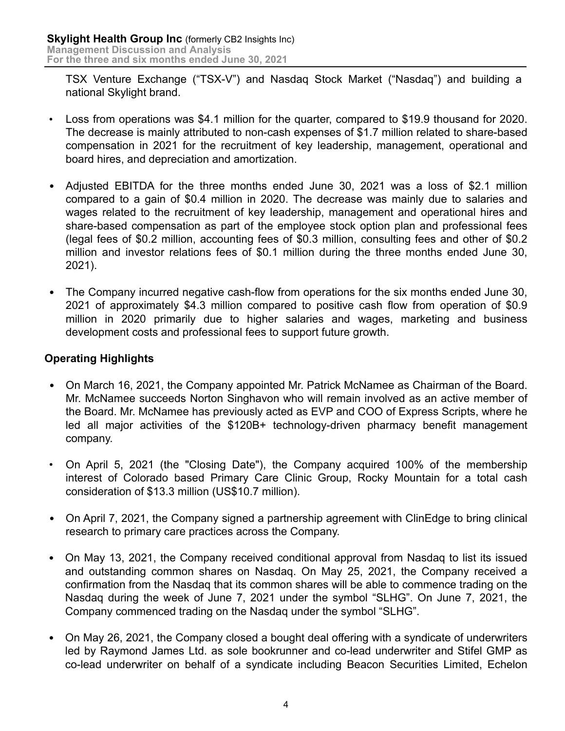TSX Venture Exchange ("TSX-V") and Nasdaq Stock Market ("Nasdaq") and building a national Skylight brand.

- Loss from operations was $4.1 million for the quarter, compared to $19.9 thousand for 2020. The decrease is mainly attributed to non-cash expenses of $1.7 million related to share-based compensation in 2021 for the recruitment of key leadership, management, operational and board hires, and depreciation and amortization.

- Adjusted EBITDA for the three months ended June 30, 2021 was a loss of $2.1 million compared to a gain of $0.4 million in 2020. The decrease was mainly due to salaries and wages related to the recruitment of key leadership, management and operational hires and share-based compensation as part of the employee stock option plan and professional fees (legal fees of $0.2 million, accounting fees of $0.3 million, consulting fees and other of $0.2 million and investor relations fees of $0.1 million during the three months ended June 30, 2021).

- The Company incurred negative cash-flow from operations for the six months ended June 30, 2021 of approximately $4.3 million compared to positive cash flow from operation of $0.9 million in 2020 primarily due to higher salaries and wages, marketing and business development costs and professional fees to support future growth.

## Operating Highlights

- On March 16, 2021, the Company appointed Mr. Patrick McNamee as Chairman of the Board. Mr. McNamee succeeds Norton Singhavon who will remain involved as an active member of the Board. Mr. McNamee has previously acted as EVP and COO of Express Scripts, where he led all major activities of the $120B+ technology-driven pharmacy benefit management company.

- On April 5, 2021 (the "Closing Date"), the Company acquired 100% of the membership interest of Colorado based Primary Care Clinic Group, Rocky Mountain for a total cash consideration of $13.3 million (US$10.7 million).

- On April 7, 2021, the Company signed a partnership agreement with ClinEdge to bring clinical research to primary care practices across the Company.

- On May 13, 2021, the Company received conditional approval from Nasdaq to list its issued and outstanding common shares on Nasdaq. On May 25, 2021, the Company received a confirmation from the Nasdaq that its common shares will be able to commence trading on the Nasdaq during the week of June 7, 2021 under the symbol "SLHG". On June 7, 2021, the Company commenced trading on the Nasdaq under the symbol "SLHG".

- On May 26, 2021, the Company closed a bought deal offering with a syndicate of underwriters led by Raymond James Ltd. as sole bookrunner and co-lead underwriter and Stifel GMP as co-lead underwriter on behalf of a syndicate including Beacon Securities Limited, Echelon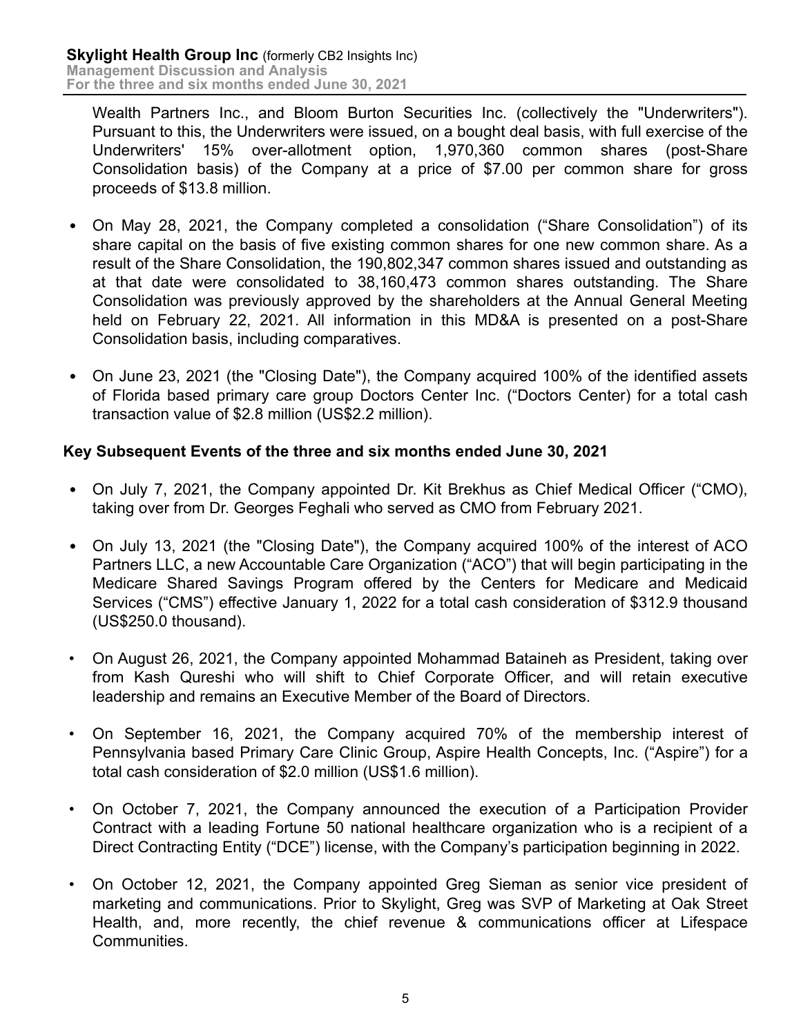Wealth Partners Inc., and Bloom Burton Securities Inc. (collectively the "Underwriters"). Pursuant to this, the Underwriters were issued, on a bought deal basis, with full exercise of the Underwriters' 15% over-allotment option, 1,970,360 common shares (post-Share Consolidation basis) of the Company at a price of $7.00 per common share for gross proceeds of $13.8 million.

- On May 28, 2021, the Company completed a consolidation ("Share Consolidation") of its share capital on the basis of five existing common shares for one new common share. As a result of the Share Consolidation, the 190,802,347 common shares issued and outstanding as at that date were consolidated to 38,160,473 common shares outstanding. The Share Consolidation was previously approved by the shareholders at the Annual General Meeting held on February 22, 2021. All information in this MD&A is presented on a post-Share Consolidation basis, including comparatives.
- On June 23, 2021 (the "Closing Date"), the Company acquired 100% of the identified assets of Florida based primary care group Doctors Center Inc. ("Doctors Center) for a total cash transaction value of $2.8 million (US$2.2 million).

### Key Subsequent Events of the three and six months ended June 30, 2021

- On July 7, 2021, the Company appointed Dr. Kit Brekhus as Chief Medical Officer ("CMO), taking over from Dr. Georges Feghali who served as CMO from February 2021.
- On July 13, 2021 (the "Closing Date"), the Company acquired 100% of the interest of ACO Partners LLC, a new Accountable Care Organization ("ACO") that will begin participating in the Medicare Shared Savings Program offered by the Centers for Medicare and Medicaid Services ("CMS") effective January 1, 2022 for a total cash consideration of $312.9 thousand (US$250.0 thousand).
- On August 26, 2021, the Company appointed Mohammad Bataineh as President, taking over from Kash Qureshi who will shift to Chief Corporate Officer, and will retain executive leadership and remains an Executive Member of the Board of Directors.
- On September 16, 2021, the Company acquired 70% of the membership interest of Pennsylvania based Primary Care Clinic Group, Aspire Health Concepts, Inc. ("Aspire") for a total cash consideration of $2.0 million (US$1.6 million).
- On October 7, 2021, the Company announced the execution of a Participation Provider Contract with a leading Fortune 50 national healthcare organization who is a recipient of a Direct Contracting Entity ("DCE") license, with the Company's participation beginning in 2022.
- On October 12, 2021, the Company appointed Greg Sieman as senior vice president of marketing and communications. Prior to Skylight, Greg was SVP of Marketing at Oak Street Health, and, more recently, the chief revenue & communications officer at Lifespace Communities.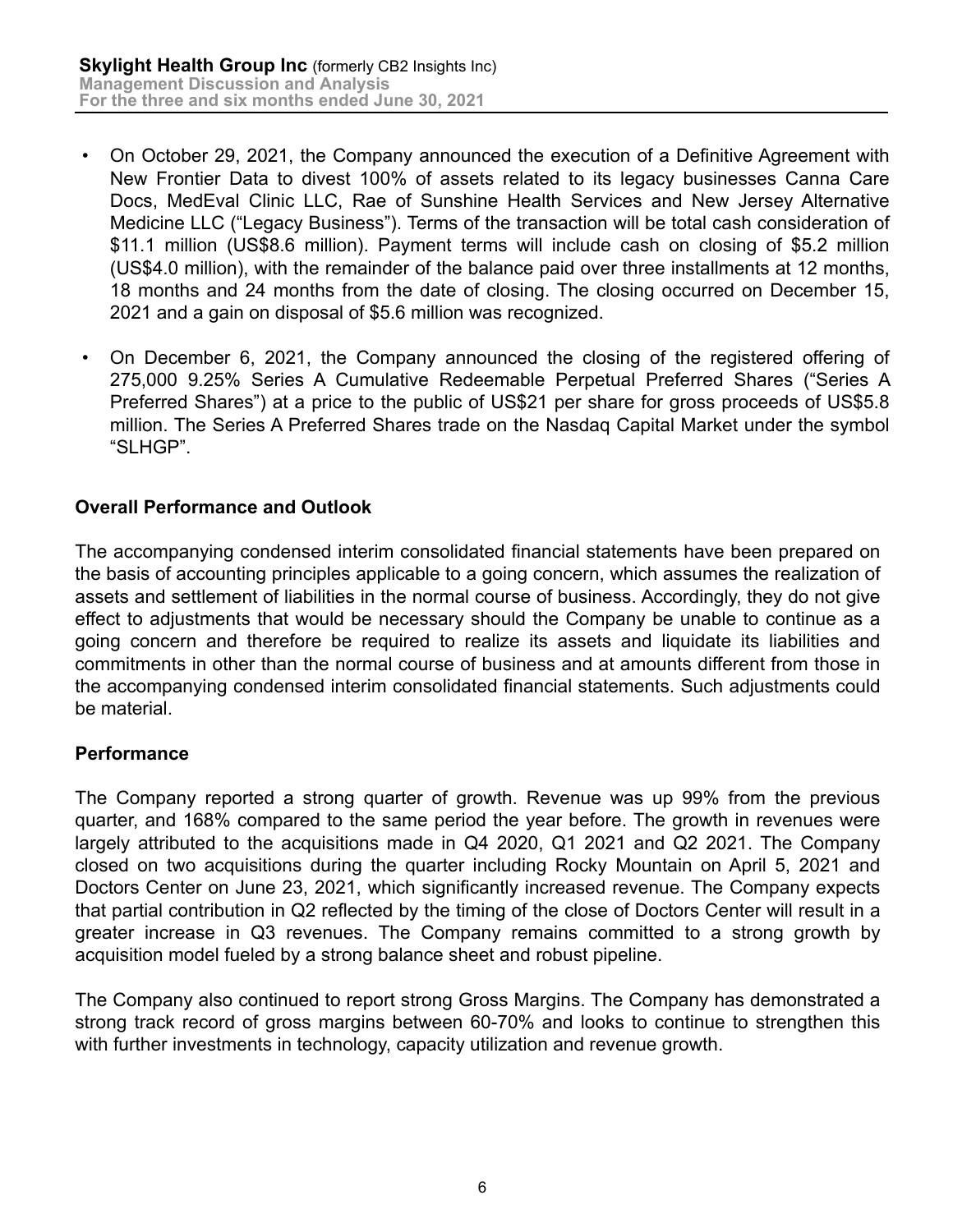- On October 29, 2021, the Company announced the execution of a Definitive Agreement with New Frontier Data to divest 100% of assets related to its legacy businesses Canna Care Docs, MedEval Clinic LLC, Rae of Sunshine Health Services and New Jersey Alternative Medicine LLC ("Legacy Business"). Terms of the transaction will be total cash consideration of $11.1 million (US$8.6 million). Payment terms will include cash on closing of $5.2 million (US$4.0 million), with the remainder of the balance paid over three installments at 12 months, 18 months and 24 months from the date of closing. The closing occurred on December 15, 2021 and a gain on disposal of $5.6 million was recognized.

- On December 6, 2021, the Company announced the closing of the registered offering of 275,000 9.25% Series A Cumulative Redeemable Perpetual Preferred Shares ("Series A Preferred Shares") at a price to the public of US$21 per share for gross proceeds of US$5.8 million. The Series A Preferred Shares trade on the Nasdaq Capital Market under the symbol "SLHGP".

## Overall Performance and Outlook

The accompanying condensed interim consolidated financial statements have been prepared on the basis of accounting principles applicable to a going concern, which assumes the realization of assets and settlement of liabilities in the normal course of business. Accordingly, they do not give effect to adjustments that would be necessary should the Company be unable to continue as a going concern and therefore be required to realize its assets and liquidate its liabilities and commitments in other than the normal course of business and at amounts different from those in the accompanying condensed interim consolidated financial statements. Such adjustments could be material.

## Performance

The Company reported a strong quarter of growth. Revenue was up 99% from the previous quarter, and 168% compared to the same period the year before. The growth in revenues were largely attributed to the acquisitions made in Q4 2020, Q1 2021 and Q2 2021. The Company closed on two acquisitions during the quarter including Rocky Mountain on April 5, 2021 and Doctors Center on June 23, 2021, which significantly increased revenue. The Company expects that partial contribution in Q2 reflected by the timing of the close of Doctors Center will result in a greater increase in Q3 revenues. The Company remains committed to a strong growth by acquisition model fueled by a strong balance sheet and robust pipeline.

The Company also continued to report strong Gross Margins. The Company has demonstrated a strong track record of gross margins between 60-70% and looks to continue to strengthen this with further investments in technology, capacity utilization and revenue growth.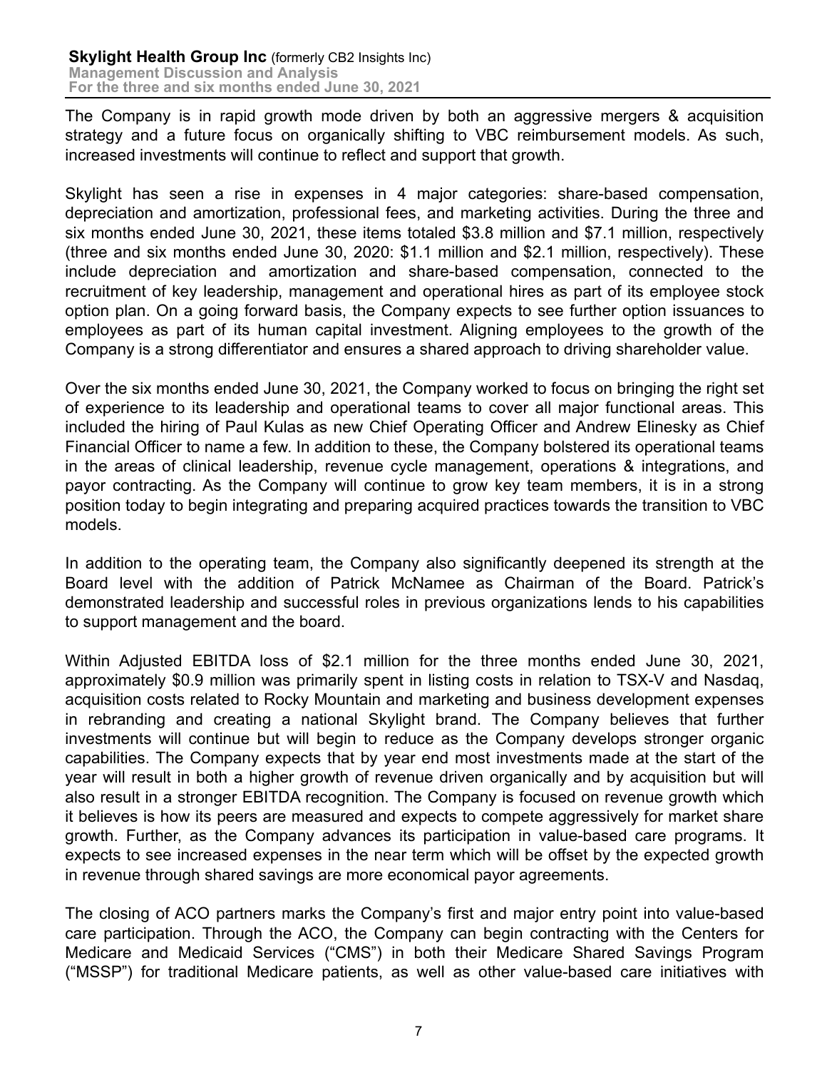The Company is in rapid growth mode driven by both an aggressive mergers & acquisition strategy and a future focus on organically shifting to VBC reimbursement models. As such, increased investments will continue to reflect and support that growth.

Skylight has seen a rise in expenses in 4 major categories: share-based compensation, depreciation and amortization, professional fees, and marketing activities. During the three and six months ended June 30, 2021, these items totaled $3.8 million and $7.1 million, respectively (three and six months ended June 30, 2020: $1.1 million and $2.1 million, respectively). These include depreciation and amortization and share-based compensation, connected to the recruitment of key leadership, management and operational hires as part of its employee stock option plan. On a going forward basis, the Company expects to see further option issuances to employees as part of its human capital investment. Aligning employees to the growth of the Company is a strong differentiator and ensures a shared approach to driving shareholder value.

Over the six months ended June 30, 2021, the Company worked to focus on bringing the right set of experience to its leadership and operational teams to cover all major functional areas. This included the hiring of Paul Kulas as new Chief Operating Officer and Andrew Elinesky as Chief Financial Officer to name a few. In addition to these, the Company bolstered its operational teams in the areas of clinical leadership, revenue cycle management, operations & integrations, and payor contracting. As the Company will continue to grow key team members, it is in a strong position today to begin integrating and preparing acquired practices towards the transition to VBC models.

In addition to the operating team, the Company also significantly deepened its strength at the Board level with the addition of Patrick McNamee as Chairman of the Board. Patrick's demonstrated leadership and successful roles in previous organizations lends to his capabilities to support management and the board.

Within Adjusted EBITDA loss of $2.1 million for the three months ended June 30, 2021, approximately $0.9 million was primarily spent in listing costs in relation to TSX-V and Nasdaq, acquisition costs related to Rocky Mountain and marketing and business development expenses in rebranding and creating a national Skylight brand. The Company believes that further investments will continue but will begin to reduce as the Company develops stronger organic capabilities. The Company expects that by year end most investments made at the start of the year will result in both a higher growth of revenue driven organically and by acquisition but will also result in a stronger EBITDA recognition. The Company is focused on revenue growth which it believes is how its peers are measured and expects to compete aggressively for market share growth. Further, as the Company advances its participation in value-based care programs. It expects to see increased expenses in the near term which will be offset by the expected growth in revenue through shared savings are more economical payor agreements.

The closing of ACO partners marks the Company's first and major entry point into value-based care participation. Through the ACO, the Company can begin contracting with the Centers for Medicare and Medicaid Services ("CMS") in both their Medicare Shared Savings Program ("MSSP") for traditional Medicare patients, as well as other value-based care initiatives with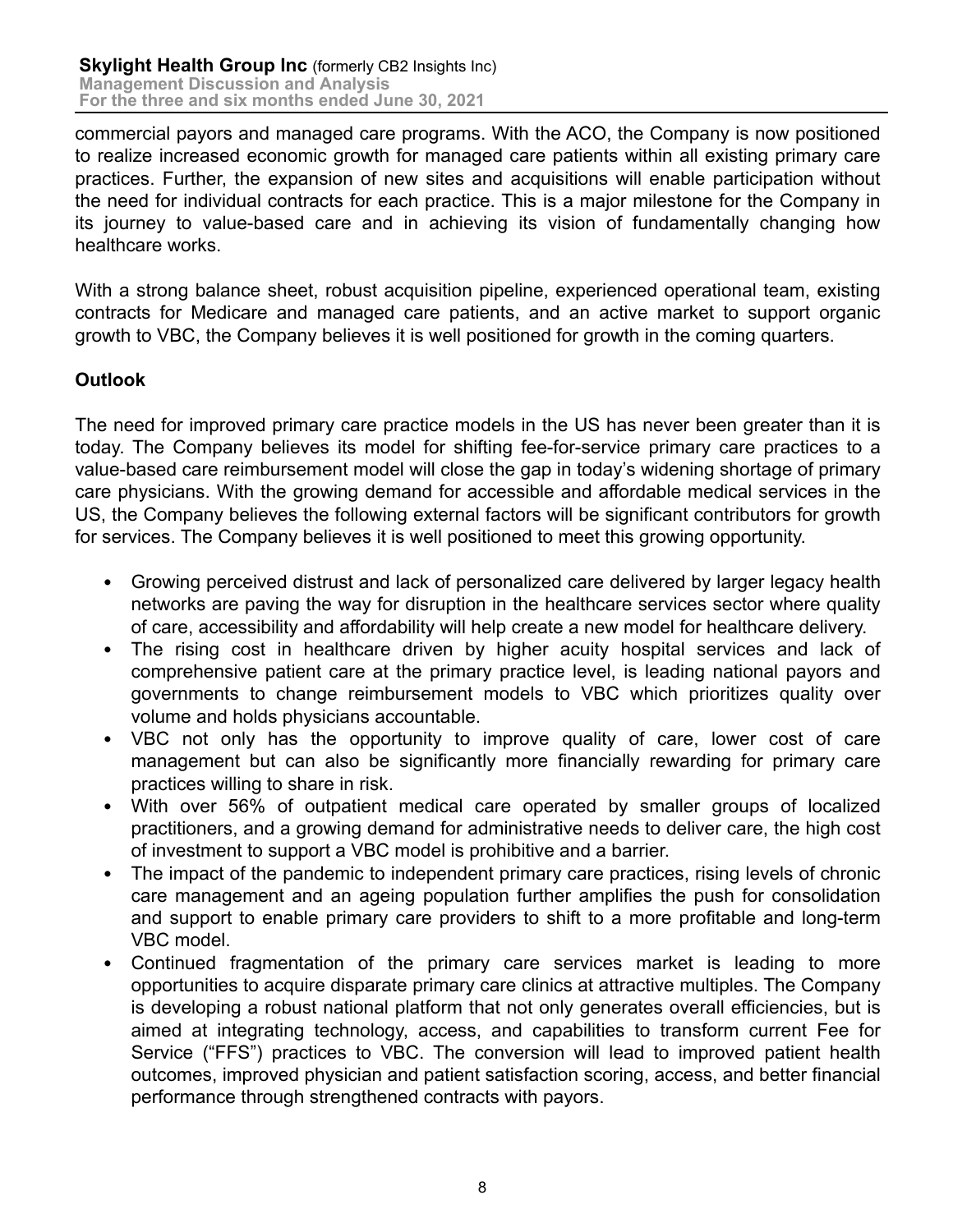commercial payors and managed care programs. With the ACO, the Company is now positioned to realize increased economic growth for managed care patients within all existing primary care practices. Further, the expansion of new sites and acquisitions will enable participation without the need for individual contracts for each practice. This is a major milestone for the Company in its journey to value-based care and in achieving its vision of fundamentally changing how healthcare works.

With a strong balance sheet, robust acquisition pipeline, experienced operational team, existing contracts for Medicare and managed care patients, and an active market to support organic growth to VBC, the Company believes it is well positioned for growth in the coming quarters.

## Outlook

The need for improved primary care practice models in the US has never been greater than it is today. The Company believes its model for shifting fee-for-service primary care practices to a value-based care reimbursement model will close the gap in today's widening shortage of primary care physicians. With the growing demand for accessible and affordable medical services in the US, the Company believes the following external factors will be significant contributors for growth for services. The Company believes it is well positioned to meet this growing opportunity.

- Growing perceived distrust and lack of personalized care delivered by larger legacy health networks are paving the way for disruption in the healthcare services sector where quality of care, accessibility and affordability will help create a new model for healthcare delivery.
- The rising cost in healthcare driven by higher acuity hospital services and lack of comprehensive patient care at the primary practice level, is leading national payors and governments to change reimbursement models to VBC which prioritizes quality over volume and holds physicians accountable.
- VBC not only has the opportunity to improve quality of care, lower cost of care management but can also be significantly more financially rewarding for primary care practices willing to share in risk.
- With over 56% of outpatient medical care operated by smaller groups of localized practitioners, and a growing demand for administrative needs to deliver care, the high cost of investment to support a VBC model is prohibitive and a barrier.
- The impact of the pandemic to independent primary care practices, rising levels of chronic care management and an ageing population further amplifies the push for consolidation and support to enable primary care providers to shift to a more profitable and long-term VBC model.
- Continued fragmentation of the primary care services market is leading to more opportunities to acquire disparate primary care clinics at attractive multiples. The Company is developing a robust national platform that not only generates overall efficiencies, but is aimed at integrating technology, access, and capabilities to transform current Fee for Service ("FFS") practices to VBC. The conversion will lead to improved patient health outcomes, improved physician and patient satisfaction scoring, access, and better financial performance through strengthened contracts with payors.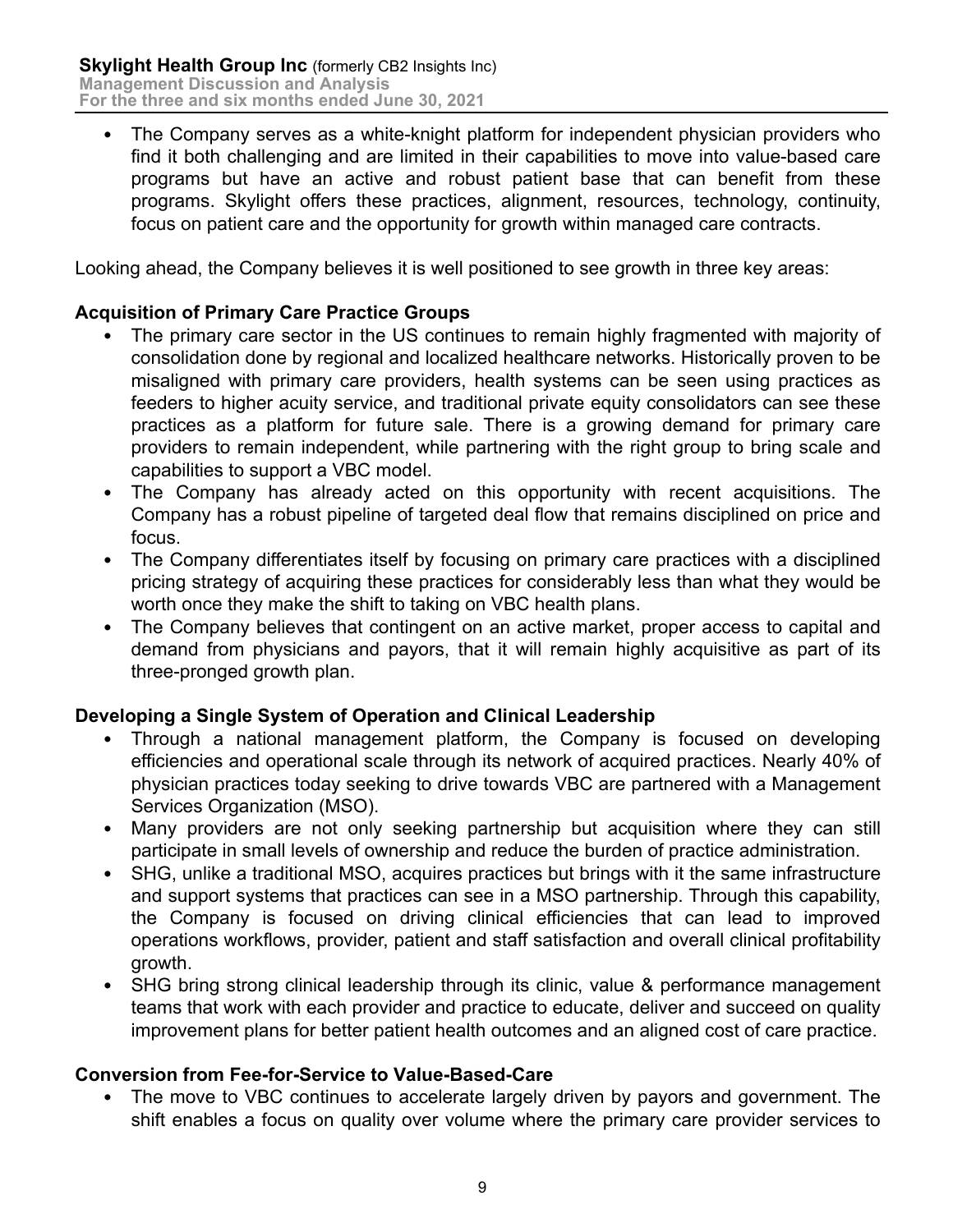- The Company serves as a white-knight platform for independent physician providers who find it both challenging and are limited in their capabilities to move into value-based care programs but have an active and robust patient base that can benefit from these programs. Skylight offers these practices, alignment, resources, technology, continuity, focus on patient care and the opportunity for growth within managed care contracts.

Looking ahead, the Company believes it is well positioned to see growth in three key areas:

**Acquisition of Primary Care Practice Groups**

- The primary care sector in the US continues to remain highly fragmented with majority of consolidation done by regional and localized healthcare networks. Historically proven to be misaligned with primary care providers, health systems can be seen using practices as feeders to higher acuity service, and traditional private equity consolidators can see these practices as a platform for future sale. There is a growing demand for primary care providers to remain independent, while partnering with the right group to bring scale and capabilities to support a VBC model.
- The Company has already acted on this opportunity with recent acquisitions. The Company has a robust pipeline of targeted deal flow that remains disciplined on price and focus.
- The Company differentiates itself by focusing on primary care practices with a disciplined pricing strategy of acquiring these practices for considerably less than what they would be worth once they make the shift to taking on VBC health plans.
- The Company believes that contingent on an active market, proper access to capital and demand from physicians and payors, that it will remain highly acquisitive as part of its three-pronged growth plan.

**Developing a Single System of Operation and Clinical Leadership**

- Through a national management platform, the Company is focused on developing efficiencies and operational scale through its network of acquired practices. Nearly 40% of physician practices today seeking to drive towards VBC are partnered with a Management Services Organization (MSO).
- Many providers are not only seeking partnership but acquisition where they can still participate in small levels of ownership and reduce the burden of practice administration.
- SHG, unlike a traditional MSO, acquires practices but brings with it the same infrastructure and support systems that practices can see in a MSO partnership. Through this capability, the Company is focused on driving clinical efficiencies that can lead to improved operations workflows, provider, patient and staff satisfaction and overall clinical profitability growth.
- SHG bring strong clinical leadership through its clinic, value & performance management teams that work with each provider and practice to educate, deliver and succeed on quality improvement plans for better patient health outcomes and an aligned cost of care practice.

**Conversion from Fee-for-Service to Value-Based-Care**

- The move to VBC continues to accelerate largely driven by payors and government. The shift enables a focus on quality over volume where the primary care provider services to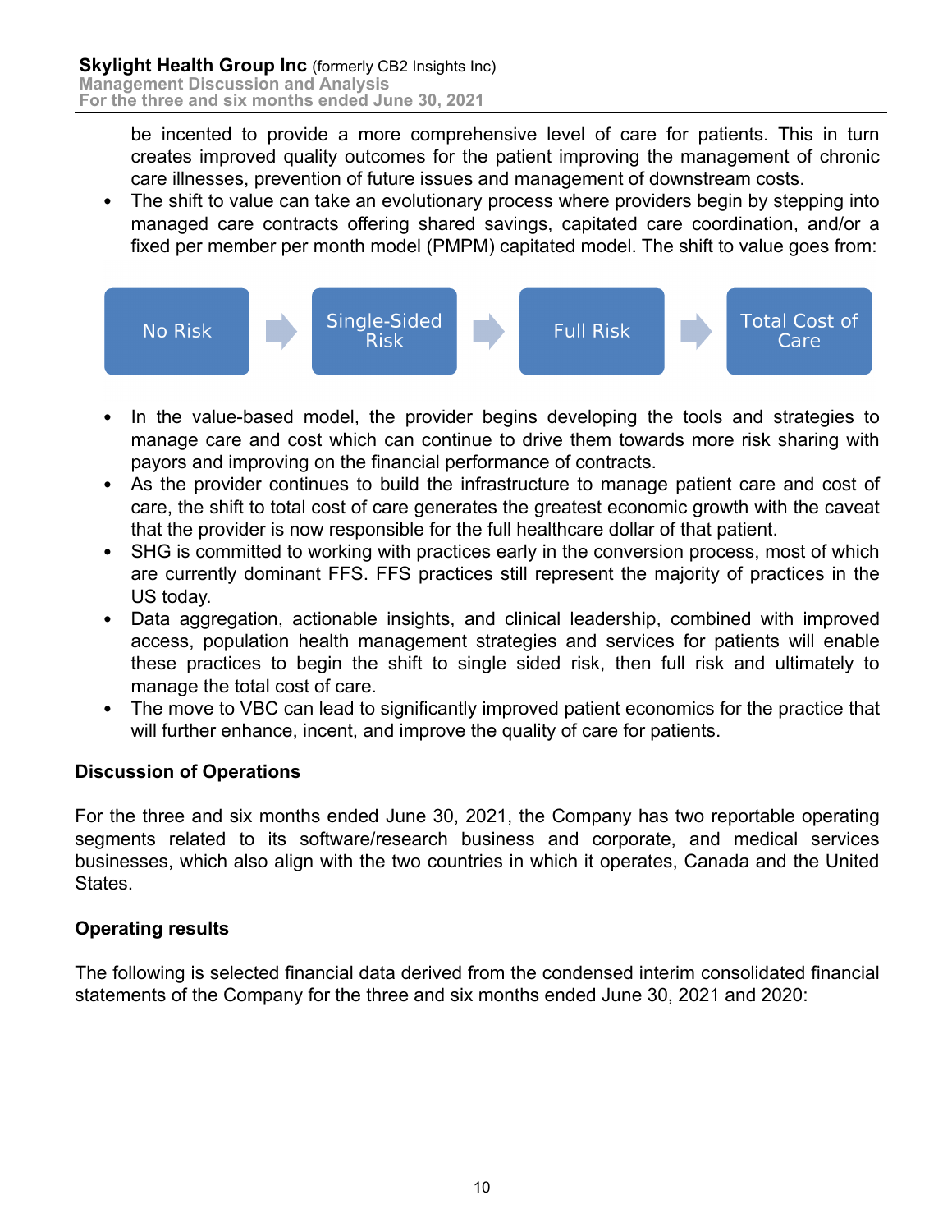be incented to provide a more comprehensive level of care for patients. This in turn creates improved quality outcomes for the patient improving the management of chronic care illnesses, prevention of future issues and management of downstream costs.

- The shift to value can take an evolutionary process where providers begin by stepping into managed care contracts offering shared savings, capitated care coordination, and/or a fixed per member per month model (PMPM) capitated model. The shift to value goes from:

No Risk → Single-Sided Risk → Full Risk → Total Cost of Care

- In the value-based model, the provider begins developing the tools and strategies to manage care and cost which can continue to drive them towards more risk sharing with payors and improving on the financial performance of contracts.
- As the provider continues to build the infrastructure to manage patient care and cost of care, the shift to total cost of care generates the greatest economic growth with the caveat that the provider is now responsible for the full healthcare dollar of that patient.
- SHG is committed to working with practices early in the conversion process, most of which are currently dominant FFS. FFS practices still represent the majority of practices in the US today.
- Data aggregation, actionable insights, and clinical leadership, combined with improved access, population health management strategies and services for patients will enable these practices to begin the shift to single sided risk, then full risk and ultimately to manage the total cost of care.
- The move to VBC can lead to significantly improved patient economics for the practice that will further enhance, incent, and improve the quality of care for patients.

## Discussion of Operations

For the three and six months ended June 30, 2021, the Company has two reportable operating segments related to its software/research business and corporate, and medical services businesses, which also align with the two countries in which it operates, Canada and the United States.

## Operating results

The following is selected financial data derived from the condensed interim consolidated financial statements of the Company for the three and six months ended June 30, 2021 and 2020: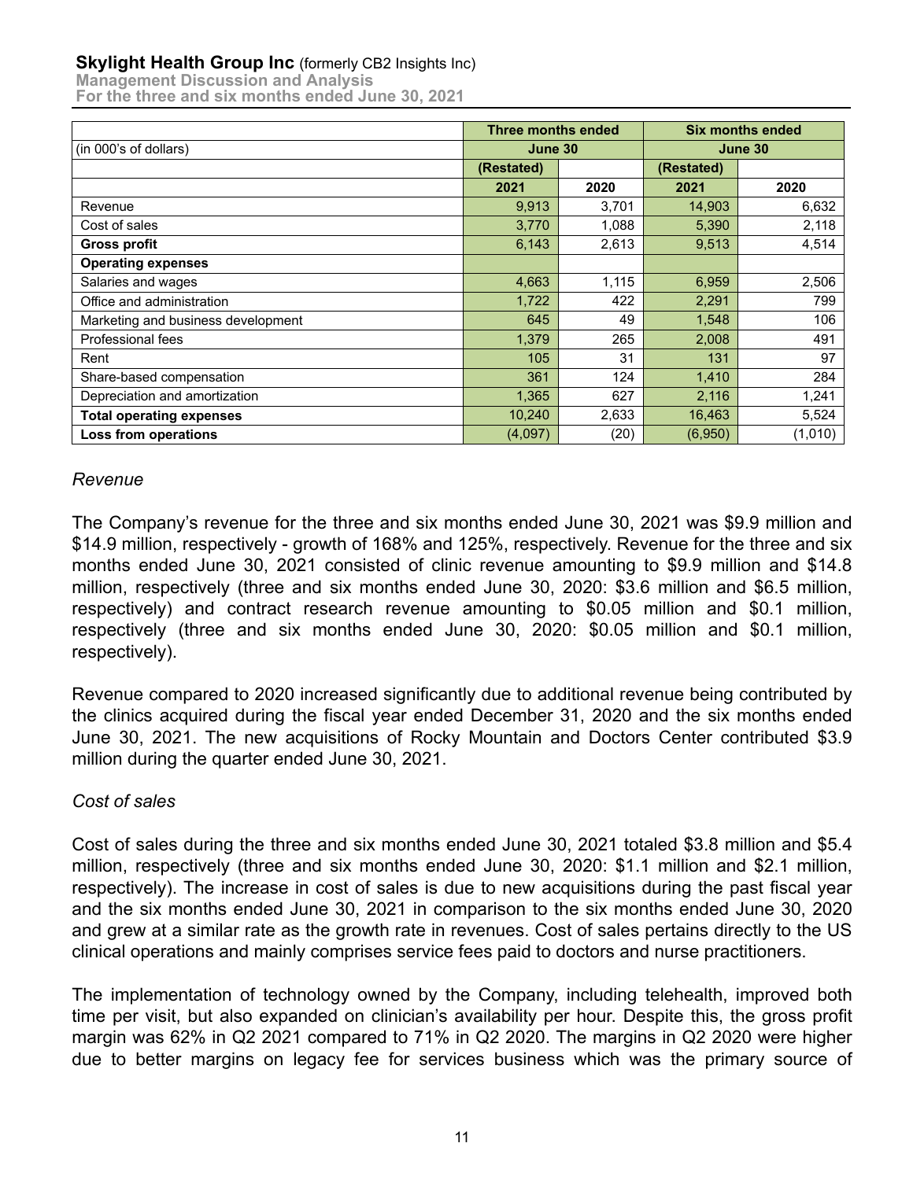| (in 000's of dollars) | Three months ended June 30 | | Six months ended June 30 | |
|---|---|---|---|---|
| | (Restated) | | (Restated) | |
| | 2021 | 2020 | 2021 | 2020 |
| Revenue | 9,913 | 3,701 | 14,903 | 6,632 |
| Cost of sales | 3,770 | 1,088 | 5,390 | 2,118 |
| **Gross profit** | 6,143 | 2,613 | 9,513 | 4,514 |
| **Operating expenses** | | | | |
| Salaries and wages | 4,663 | 1,115 | 6,959 | 2,506 |
| Office and administration | 1,722 | 422 | 2,291 | 799 |
| Marketing and business development | 645 | 49 | 1,548 | 106 |
| Professional fees | 1,379 | 265 | 2,008 | 491 |
| Rent | 105 | 31 | 131 | 97 |
| Share-based compensation | 361 | 124 | 1,410 | 284 |
| Depreciation and amortization | 1,365 | 627 | 2,116 | 1,241 |
| **Total operating expenses** | 10,240 | 2,633 | 16,463 | 5,524 |
| **Loss from operations** | (4,097) | (20) | (6,950) | (1,010) |

*Revenue*

The Company's revenue for the three and six months ended June 30, 2021 was $9.9 million and $14.9 million, respectively - growth of 168% and 125%, respectively. Revenue for the three and six months ended June 30, 2021 consisted of clinic revenue amounting to $9.9 million and $14.8 million, respectively (three and six months ended June 30, 2020: $3.6 million and $6.5 million, respectively) and contract research revenue amounting to $0.05 million and $0.1 million, respectively (three and six months ended June 30, 2020: $0.05 million and $0.1 million, respectively).

Revenue compared to 2020 increased significantly due to additional revenue being contributed by the clinics acquired during the fiscal year ended December 31, 2020 and the six months ended June 30, 2021. The new acquisitions of Rocky Mountain and Doctors Center contributed $3.9 million during the quarter ended June 30, 2021.

*Cost of sales*

Cost of sales during the three and six months ended June 30, 2021 totaled $3.8 million and $5.4 million, respectively (three and six months ended June 30, 2020: $1.1 million and $2.1 million, respectively). The increase in cost of sales is due to new acquisitions during the past fiscal year and the six months ended June 30, 2021 in comparison to the six months ended June 30, 2020 and grew at a similar rate as the growth rate in revenues. Cost of sales pertains directly to the US clinical operations and mainly comprises service fees paid to doctors and nurse practitioners.

The implementation of technology owned by the Company, including telehealth, improved both time per visit, but also expanded on clinician's availability per hour. Despite this, the gross profit margin was 62% in Q2 2021 compared to 71% in Q2 2020. The margins in Q2 2020 were higher due to better margins on legacy fee for services business which was the primary source of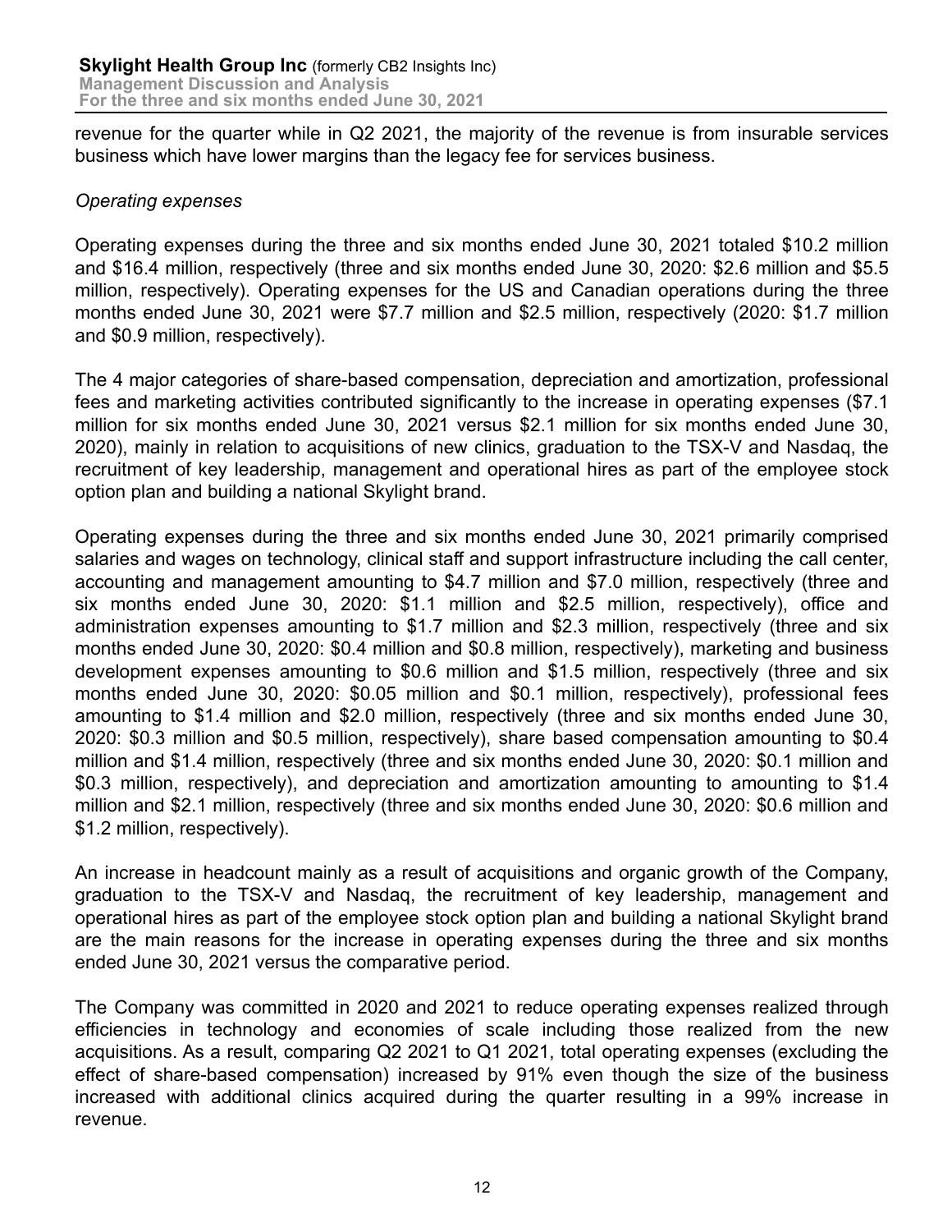revenue for the quarter while in Q2 2021, the majority of the revenue is from insurable services business which have lower margins than the legacy fee for services business.

*Operating expenses*

Operating expenses during the three and six months ended June 30, 2021 totaled $10.2 million and $16.4 million, respectively (three and six months ended June 30, 2020: $2.6 million and $5.5 million, respectively). Operating expenses for the US and Canadian operations during the three months ended June 30, 2021 were $7.7 million and $2.5 million, respectively (2020: $1.7 million and $0.9 million, respectively).

The 4 major categories of share-based compensation, depreciation and amortization, professional fees and marketing activities contributed significantly to the increase in operating expenses ($7.1 million for six months ended June 30, 2021 versus $2.1 million for six months ended June 30, 2020), mainly in relation to acquisitions of new clinics, graduation to the TSX-V and Nasdaq, the recruitment of key leadership, management and operational hires as part of the employee stock option plan and building a national Skylight brand.

Operating expenses during the three and six months ended June 30, 2021 primarily comprised salaries and wages on technology, clinical staff and support infrastructure including the call center, accounting and management amounting to $4.7 million and $7.0 million, respectively (three and six months ended June 30, 2020: $1.1 million and $2.5 million, respectively), office and administration expenses amounting to $1.7 million and $2.3 million, respectively (three and six months ended June 30, 2020: $0.4 million and $0.8 million, respectively), marketing and business development expenses amounting to $0.6 million and $1.5 million, respectively (three and six months ended June 30, 2020: $0.05 million and $0.1 million, respectively), professional fees amounting to $1.4 million and $2.0 million, respectively (three and six months ended June 30, 2020: $0.3 million and $0.5 million, respectively), share based compensation amounting to $0.4 million and $1.4 million, respectively (three and six months ended June 30, 2020: $0.1 million and $0.3 million, respectively), and depreciation and amortization amounting to amounting to $1.4 million and $2.1 million, respectively (three and six months ended June 30, 2020: $0.6 million and $1.2 million, respectively).

An increase in headcount mainly as a result of acquisitions and organic growth of the Company, graduation to the TSX-V and Nasdaq, the recruitment of key leadership, management and operational hires as part of the employee stock option plan and building a national Skylight brand are the main reasons for the increase in operating expenses during the three and six months ended June 30, 2021 versus the comparative period.

The Company was committed in 2020 and 2021 to reduce operating expenses realized through efficiencies in technology and economies of scale including those realized from the new acquisitions. As a result, comparing Q2 2021 to Q1 2021, total operating expenses (excluding the effect of share-based compensation) increased by 91% even though the size of the business increased with additional clinics acquired during the quarter resulting in a 99% increase in revenue.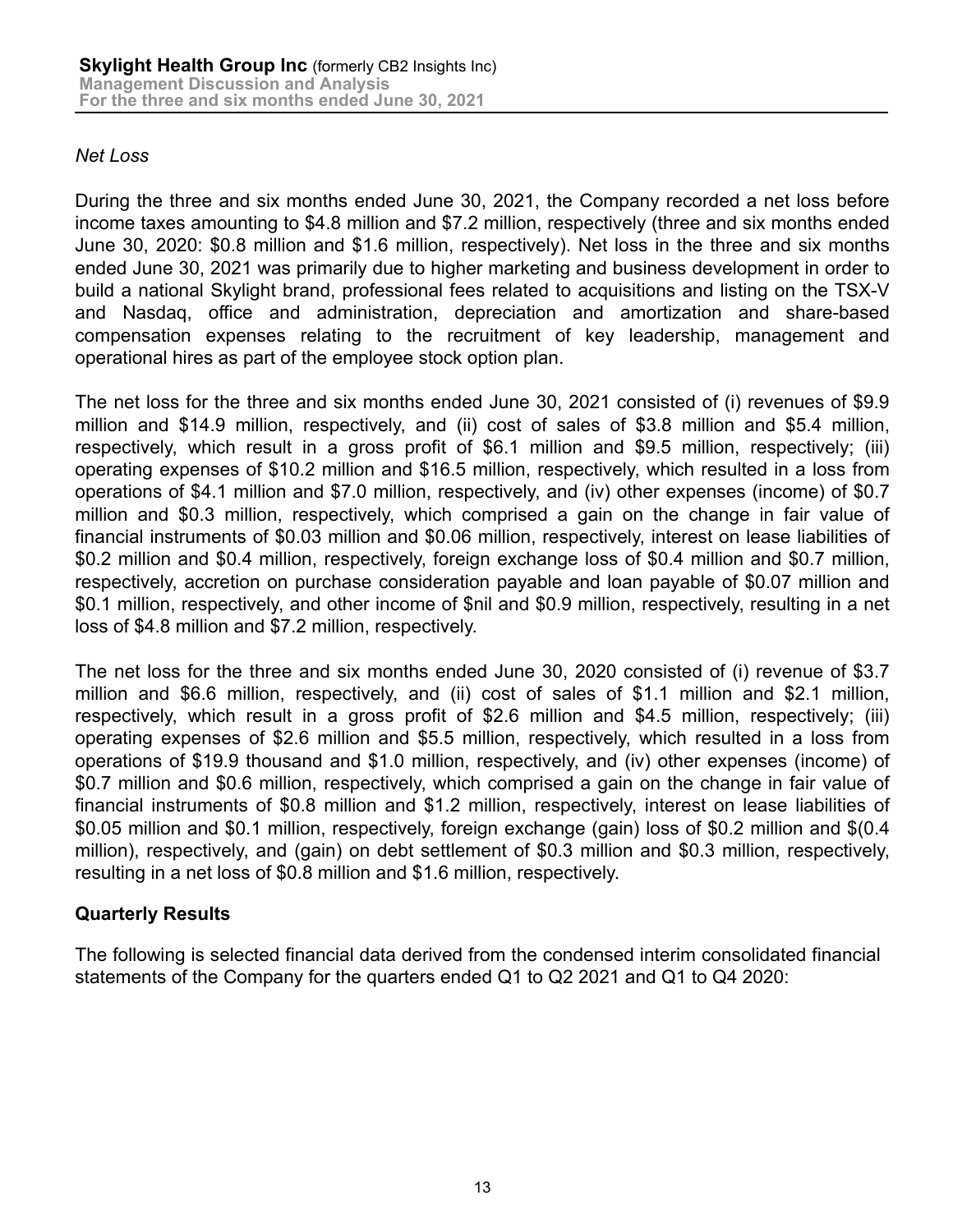*Net Loss*

During the three and six months ended June 30, 2021, the Company recorded a net loss before income taxes amounting to $4.8 million and $7.2 million, respectively (three and six months ended June 30, 2020: $0.8 million and $1.6 million, respectively). Net loss in the three and six months ended June 30, 2021 was primarily due to higher marketing and business development in order to build a national Skylight brand, professional fees related to acquisitions and listing on the TSX-V and Nasdaq, office and administration, depreciation and amortization and share-based compensation expenses relating to the recruitment of key leadership, management and operational hires as part of the employee stock option plan.

The net loss for the three and six months ended June 30, 2021 consisted of (i) revenues of $9.9 million and $14.9 million, respectively, and (ii) cost of sales of $3.8 million and $5.4 million, respectively, which result in a gross profit of $6.1 million and $9.5 million, respectively; (iii) operating expenses of $10.2 million and $16.5 million, respectively, which resulted in a loss from operations of $4.1 million and $7.0 million, respectively, and (iv) other expenses (income) of $0.7 million and $0.3 million, respectively, which comprised a gain on the change in fair value of financial instruments of $0.03 million and $0.06 million, respectively, interest on lease liabilities of $0.2 million and $0.4 million, respectively, foreign exchange loss of $0.4 million and $0.7 million, respectively, accretion on purchase consideration payable and loan payable of $0.07 million and $0.1 million, respectively, and other income of $nil and $0.9 million, respectively, resulting in a net loss of $4.8 million and $7.2 million, respectively.

The net loss for the three and six months ended June 30, 2020 consisted of (i) revenue of $3.7 million and $6.6 million, respectively, and (ii) cost of sales of $1.1 million and $2.1 million, respectively, which result in a gross profit of $2.6 million and $4.5 million, respectively; (iii) operating expenses of $2.6 million and $5.5 million, respectively, which resulted in a loss from operations of $19.9 thousand and $1.0 million, respectively, and (iv) other expenses (income) of $0.7 million and $0.6 million, respectively, which comprised a gain on the change in fair value of financial instruments of $0.8 million and $1.2 million, respectively, interest on lease liabilities of $0.05 million and $0.1 million, respectively, foreign exchange (gain) loss of $0.2 million and $(0.4 million), respectively, and (gain) on debt settlement of $0.3 million and $0.3 million, respectively, resulting in a net loss of $0.8 million and $1.6 million, respectively.

## Quarterly Results

The following is selected financial data derived from the condensed interim consolidated financial statements of the Company for the quarters ended Q1 to Q2 2021 and Q1 to Q4 2020: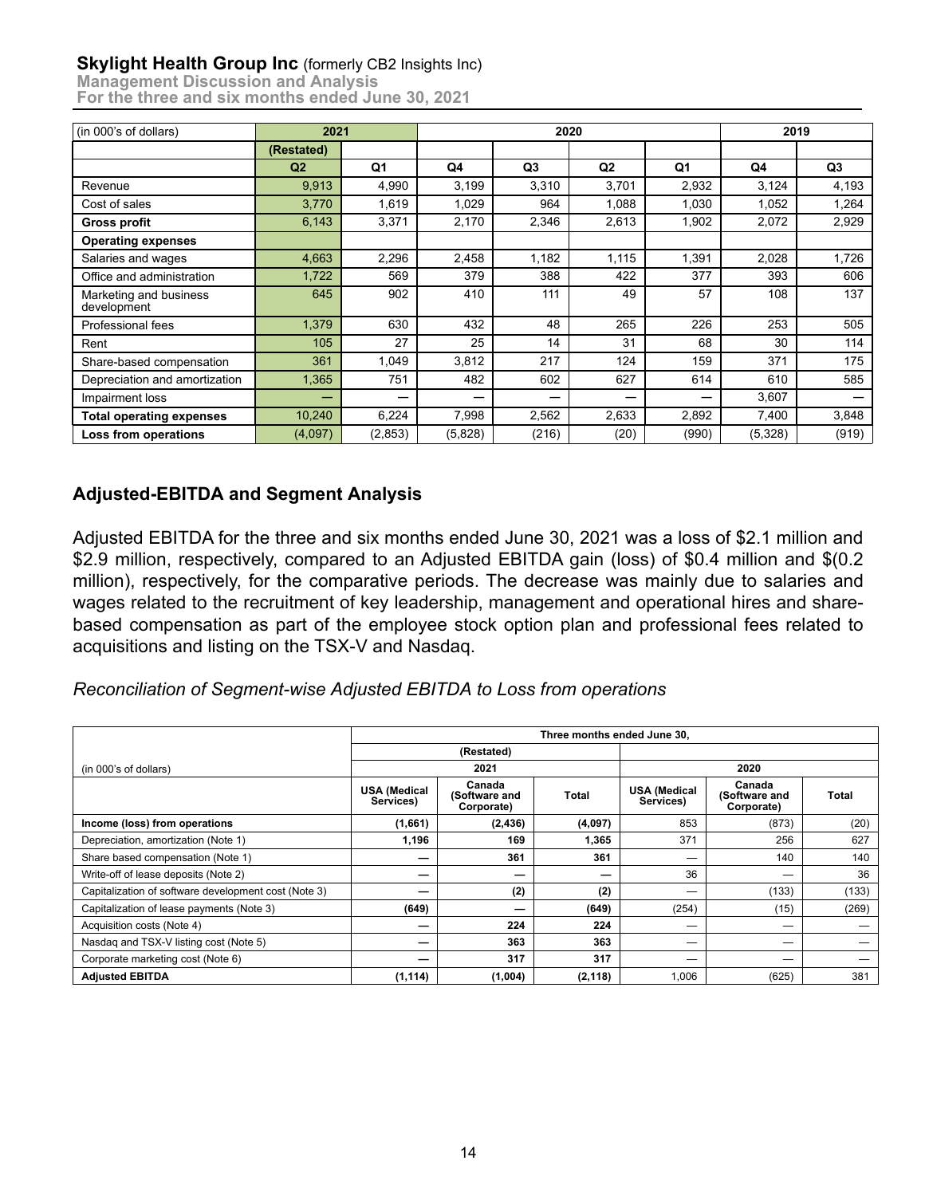| (in 000's of dollars) | 2021 | | 2020 | | | | 2019 | |
|---|---|---|---|---|---|---|---|---|
| | (Restated) | | | | | | | |
| | Q2 | Q1 | Q4 | Q3 | Q2 | Q1 | Q4 | Q3 |
| Revenue | 9,913 | 4,990 | 3,199 | 3,310 | 3,701 | 2,932 | 3,124 | 4,193 |
| Cost of sales | 3,770 | 1,619 | 1,029 | 964 | 1,088 | 1,030 | 1,052 | 1,264 |
| **Gross profit** | 6,143 | 3,371 | 2,170 | 2,346 | 2,613 | 1,902 | 2,072 | 2,929 |
| **Operating expenses** | | | | | | | | |
| Salaries and wages | 4,663 | 2,296 | 2,458 | 1,182 | 1,115 | 1,391 | 2,028 | 1,726 |
| Office and administration | 1,722 | 569 | 379 | 388 | 422 | 377 | 393 | 606 |
| Marketing and business development | 645 | 902 | 410 | 111 | 49 | 57 | 108 | 137 |
| Professional fees | 1,379 | 630 | 432 | 48 | 265 | 226 | 253 | 505 |
| Rent | 105 | 27 | 25 | 14 | 31 | 68 | 30 | 114 |
| Share-based compensation | 361 | 1,049 | 3,812 | 217 | 124 | 159 | 371 | 175 |
| Depreciation and amortization | 1,365 | 751 | 482 | 602 | 627 | 614 | 610 | 585 |
| Impairment loss | — | — | — | — | — | — | 3,607 | — |
| **Total operating expenses** | 10,240 | 6,224 | 7,998 | 2,562 | 2,633 | 2,892 | 7,400 | 3,848 |
| **Loss from operations** | (4,097) | (2,853) | (5,828) | (216) | (20) | (990) | (5,328) | (919) |

## Adjusted-EBITDA and Segment Analysis

Adjusted EBITDA for the three and six months ended June 30, 2021 was a loss of $2.1 million and $2.9 million, respectively, compared to an Adjusted EBITDA gain (loss) of $0.4 million and $(0.2 million), respectively, for the comparative periods. The decrease was mainly due to salaries and wages related to the recruitment of key leadership, management and operational hires and share-based compensation as part of the employee stock option plan and professional fees related to acquisitions and listing on the TSX-V and Nasdaq.

*Reconciliation of Segment-wise Adjusted EBITDA to Loss from operations*

| | Three months ended June 30, | | | | | |
|---|---|---|---|---|---|---|
| | (Restated) | | | | | |
| (in 000's of dollars) | 2021 | | | 2020 | | |
| | USA (Medical Services) | Canada (Software and Corporate) | Total | USA (Medical Services) | Canada (Software and Corporate) | Total |
| **Income (loss) from operations** | **(1,661)** | **(2,436)** | **(4,097)** | 853 | (873) | (20) |
| Depreciation, amortization (Note 1) | **1,196** | **169** | **1,365** | 371 | 256 | 627 |
| Share based compensation (Note 1) | **—** | **361** | **361** | — | 140 | 140 |
| Write-off of lease deposits (Note 2) | **—** | **—** | **—** | 36 | — | 36 |
| Capitalization of software development cost (Note 3) | **—** | **(2)** | **(2)** | — | (133) | (133) |
| Capitalization of lease payments (Note 3) | **(649)** | **—** | **(649)** | (254) | (15) | (269) |
| Acquisition costs (Note 4) | **—** | **224** | **224** | — | — | — |
| Nasdaq and TSX-V listing cost (Note 5) | **—** | **363** | **363** | — | — | — |
| Corporate marketing cost (Note 6) | **—** | **317** | **317** | — | — | — |
| **Adjusted EBITDA** | **(1,114)** | **(1,004)** | **(2,118)** | 1,006 | (625) | 381 |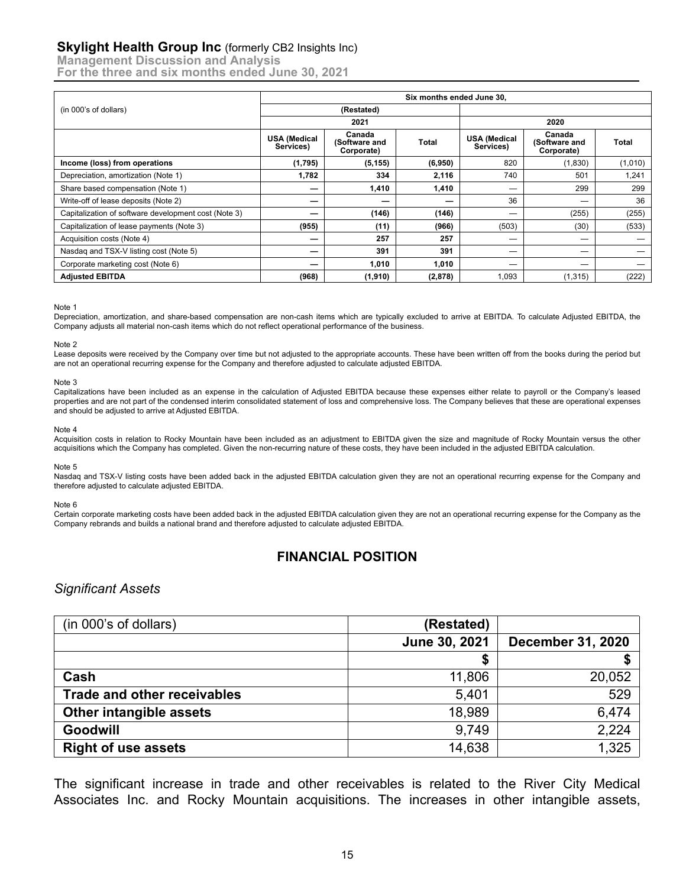| (in 000's of dollars) | Six months ended June 30, | | | | | |
|---|---|---|---|---|---|---|
| | (Restated) | | | | | |
| | 2021 | | | 2020 | | |
| | **USA (Medical Services)** | **Canada (Software and Corporate)** | **Total** | **USA (Medical Services)** | **Canada (Software and Corporate)** | **Total** |
| **Income (loss) from operations** | **(1,795)** | **(5,155)** | **(6,950)** | 820 | (1,830) | (1,010) |
| Depreciation, amortization (Note 1) | **1,782** | **334** | **2,116** | 740 | 501 | 1,241 |
| Share based compensation (Note 1) | **—** | **1,410** | **1,410** | — | 299 | 299 |
| Write-off of lease deposits (Note 2) | **—** | **—** | **—** | 36 | — | 36 |
| Capitalization of software development cost (Note 3) | **—** | **(146)** | **(146)** | — | (255) | (255) |
| Capitalization of lease payments (Note 3) | **(955)** | **(11)** | **(966)** | (503) | (30) | (533) |
| Acquisition costs (Note 4) | **—** | **257** | **257** | — | — | — |
| Nasdaq and TSX-V listing cost (Note 5) | **—** | **391** | **391** | — | — | — |
| Corporate marketing cost (Note 6) | **—** | **1,010** | **1,010** | — | — | — |
| **Adjusted EBITDA** | **(968)** | **(1,910)** | **(2,878)** | 1,093 | (1,315) | (222) |

Note 1
Depreciation, amortization, and share-based compensation are non-cash items which are typically excluded to arrive at EBITDA. To calculate Adjusted EBITDA, the Company adjusts all material non-cash items which do not reflect operational performance of the business.

Note 2
Lease deposits were received by the Company over time but not adjusted to the appropriate accounts. These have been written off from the books during the period but are not an operational recurring expense for the Company and therefore adjusted to calculate adjusted EBITDA.

Note 3
Capitalizations have been included as an expense in the calculation of Adjusted EBITDA because these expenses either relate to payroll or the Company's leased properties and are not part of the condensed interim consolidated statement of loss and comprehensive loss. The Company believes that these are operational expenses and should be adjusted to arrive at Adjusted EBITDA.

Note 4
Acquisition costs in relation to Rocky Mountain have been included as an adjustment to EBITDA given the size and magnitude of Rocky Mountain versus the other acquisitions which the Company has completed. Given the non-recurring nature of these costs, they have been included in the adjusted EBITDA calculation.

Note 5
Nasdaq and TSX-V listing costs have been added back in the adjusted EBITDA calculation given they are not an operational recurring expense for the Company and therefore adjusted to calculate adjusted EBITDA.

Note 6
Certain corporate marketing costs have been added back in the adjusted EBITDA calculation given they are not an operational recurring expense for the Company as the Company rebrands and builds a national brand and therefore adjusted to calculate adjusted EBITDA.

## FINANCIAL POSITION

### *Significant Assets*

| (in 000's of dollars) | (Restated) | |
|---|---|---|
| | **June 30, 2021** | **December 31, 2020** |
| | **$** | **$** |
| **Cash** | 11,806 | 20,052 |
| **Trade and other receivables** | 5,401 | 529 |
| **Other intangible assets** | 18,989 | 6,474 |
| **Goodwill** | 9,749 | 2,224 |
| **Right of use assets** | 14,638 | 1,325 |

The significant increase in trade and other receivables is related to the River City Medical Associates Inc. and Rocky Mountain acquisitions. The increases in other intangible assets,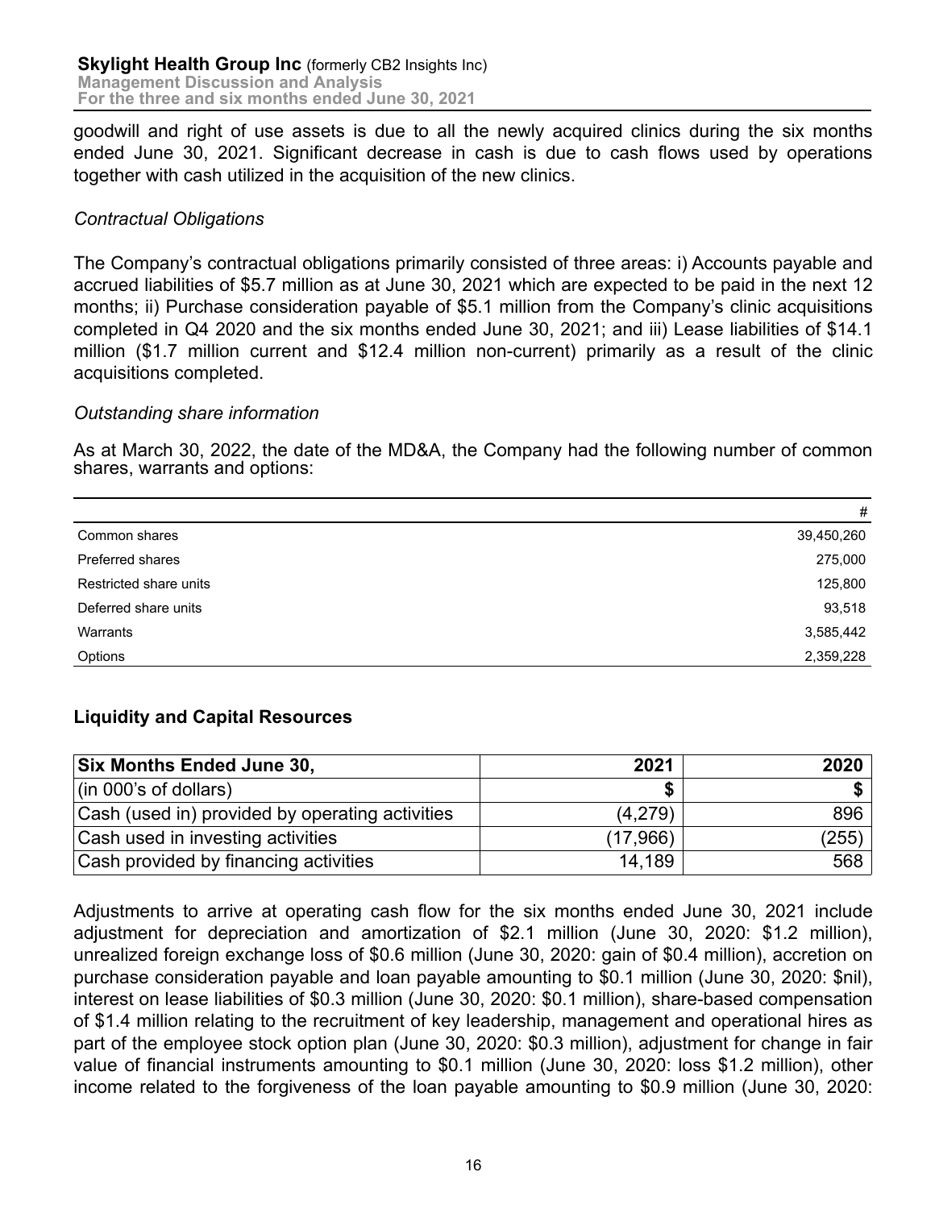goodwill and right of use assets is due to all the newly acquired clinics during the six months ended June 30, 2021. Significant decrease in cash is due to cash flows used by operations together with cash utilized in the acquisition of the new clinics.

*Contractual Obligations*

The Company's contractual obligations primarily consisted of three areas: i) Accounts payable and accrued liabilities of $5.7 million as at June 30, 2021 which are expected to be paid in the next 12 months; ii) Purchase consideration payable of $5.1 million from the Company's clinic acquisitions completed in Q4 2020 and the six months ended June 30, 2021; and iii) Lease liabilities of $14.1 million ($1.7 million current and $12.4 million non-current) primarily as a result of the clinic acquisitions completed.

*Outstanding share information*

As at March 30, 2022, the date of the MD&A, the Company had the following number of common shares, warrants and options:

| | # |
|---|---|
| Common shares | 39,450,260 |
| Preferred shares | 275,000 |
| Restricted share units | 125,800 |
| Deferred share units | 93,518 |
| Warrants | 3,585,442 |
| Options | 2,359,228 |

## Liquidity and Capital Resources

| Six Months Ended June 30, | 2021 | 2020 |
|---|---|---|
| (in 000's of dollars) | $ | $ |
| Cash (used in) provided by operating activities | (4,279) | 896 |
| Cash used in investing activities | (17,966) | (255) |
| Cash provided by financing activities | 14,189 | 568 |

Adjustments to arrive at operating cash flow for the six months ended June 30, 2021 include adjustment for depreciation and amortization of $2.1 million (June 30, 2020: $1.2 million), unrealized foreign exchange loss of $0.6 million (June 30, 2020: gain of $0.4 million), accretion on purchase consideration payable and loan payable amounting to $0.1 million (June 30, 2020: $nil), interest on lease liabilities of $0.3 million (June 30, 2020: $0.1 million), share-based compensation of $1.4 million relating to the recruitment of key leadership, management and operational hires as part of the employee stock option plan (June 30, 2020: $0.3 million), adjustment for change in fair value of financial instruments amounting to $0.1 million (June 30, 2020: loss $1.2 million), other income related to the forgiveness of the loan payable amounting to $0.9 million (June 30, 2020: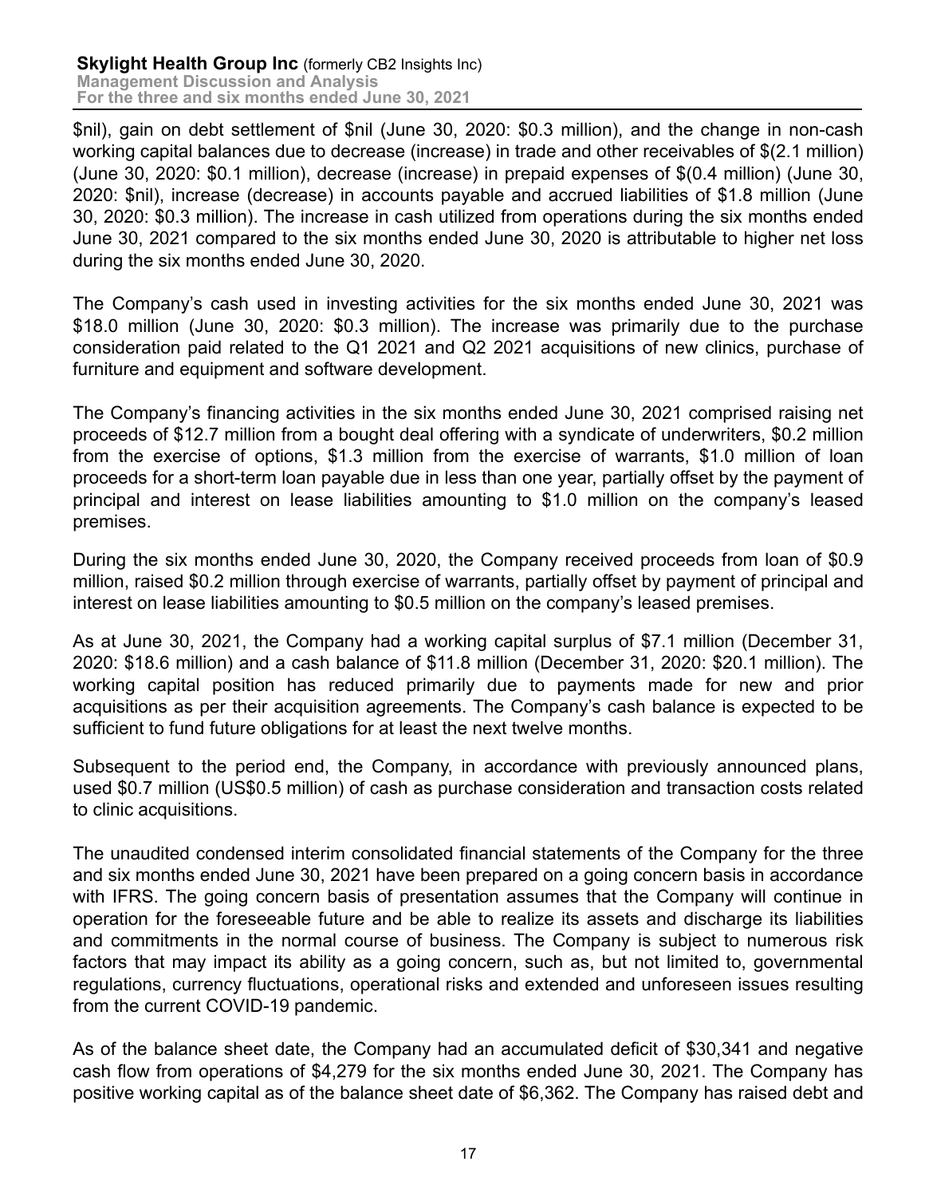$nil), gain on debt settlement of $nil (June 30, 2020: $0.3 million), and the change in non-cash working capital balances due to decrease (increase) in trade and other receivables of $(2.1 million) (June 30, 2020: $0.1 million), decrease (increase) in prepaid expenses of $(0.4 million) (June 30, 2020: $nil), increase (decrease) in accounts payable and accrued liabilities of $1.8 million (June 30, 2020: $0.3 million). The increase in cash utilized from operations during the six months ended June 30, 2021 compared to the six months ended June 30, 2020 is attributable to higher net loss during the six months ended June 30, 2020.

The Company's cash used in investing activities for the six months ended June 30, 2021 was $18.0 million (June 30, 2020: $0.3 million). The increase was primarily due to the purchase consideration paid related to the Q1 2021 and Q2 2021 acquisitions of new clinics, purchase of furniture and equipment and software development.

The Company's financing activities in the six months ended June 30, 2021 comprised raising net proceeds of $12.7 million from a bought deal offering with a syndicate of underwriters, $0.2 million from the exercise of options, $1.3 million from the exercise of warrants, $1.0 million of loan proceeds for a short-term loan payable due in less than one year, partially offset by the payment of principal and interest on lease liabilities amounting to $1.0 million on the company's leased premises.

During the six months ended June 30, 2020, the Company received proceeds from loan of $0.9 million, raised $0.2 million through exercise of warrants, partially offset by payment of principal and interest on lease liabilities amounting to $0.5 million on the company's leased premises.

As at June 30, 2021, the Company had a working capital surplus of $7.1 million (December 31, 2020: $18.6 million) and a cash balance of $11.8 million (December 31, 2020: $20.1 million). The working capital position has reduced primarily due to payments made for new and prior acquisitions as per their acquisition agreements. The Company's cash balance is expected to be sufficient to fund future obligations for at least the next twelve months.

Subsequent to the period end, the Company, in accordance with previously announced plans, used $0.7 million (US$0.5 million) of cash as purchase consideration and transaction costs related to clinic acquisitions.

The unaudited condensed interim consolidated financial statements of the Company for the three and six months ended June 30, 2021 have been prepared on a going concern basis in accordance with IFRS. The going concern basis of presentation assumes that the Company will continue in operation for the foreseeable future and be able to realize its assets and discharge its liabilities and commitments in the normal course of business. The Company is subject to numerous risk factors that may impact its ability as a going concern, such as, but not limited to, governmental regulations, currency fluctuations, operational risks and extended and unforeseen issues resulting from the current COVID-19 pandemic.

As of the balance sheet date, the Company had an accumulated deficit of $30,341 and negative cash flow from operations of $4,279 for the six months ended June 30, 2021. The Company has positive working capital as of the balance sheet date of $6,362. The Company has raised debt and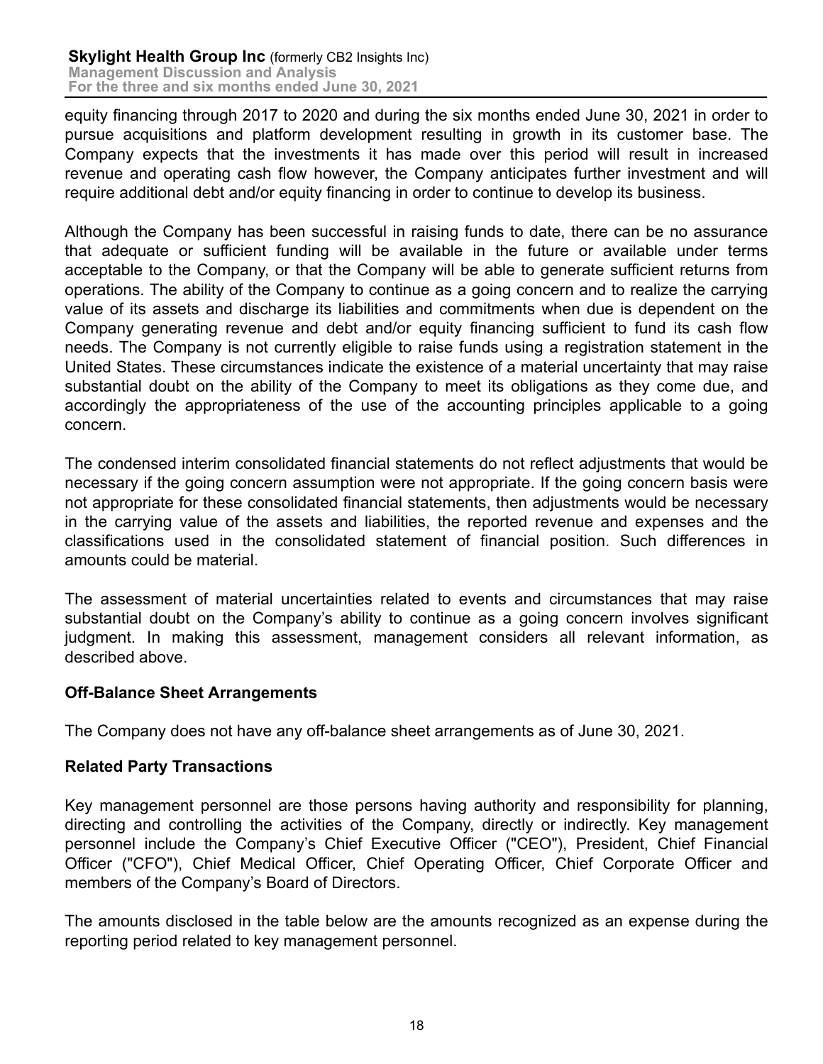equity financing through 2017 to 2020 and during the six months ended June 30, 2021 in order to pursue acquisitions and platform development resulting in growth in its customer base. The Company expects that the investments it has made over this period will result in increased revenue and operating cash flow however, the Company anticipates further investment and will require additional debt and/or equity financing in order to continue to develop its business.

Although the Company has been successful in raising funds to date, there can be no assurance that adequate or sufficient funding will be available in the future or available under terms acceptable to the Company, or that the Company will be able to generate sufficient returns from operations. The ability of the Company to continue as a going concern and to realize the carrying value of its assets and discharge its liabilities and commitments when due is dependent on the Company generating revenue and debt and/or equity financing sufficient to fund its cash flow needs. The Company is not currently eligible to raise funds using a registration statement in the United States. These circumstances indicate the existence of a material uncertainty that may raise substantial doubt on the ability of the Company to meet its obligations as they come due, and accordingly the appropriateness of the use of the accounting principles applicable to a going concern.

The condensed interim consolidated financial statements do not reflect adjustments that would be necessary if the going concern assumption were not appropriate. If the going concern basis were not appropriate for these consolidated financial statements, then adjustments would be necessary in the carrying value of the assets and liabilities, the reported revenue and expenses and the classifications used in the consolidated statement of financial position. Such differences in amounts could be material.

The assessment of material uncertainties related to events and circumstances that may raise substantial doubt on the Company's ability to continue as a going concern involves significant judgment. In making this assessment, management considers all relevant information, as described above.

## Off-Balance Sheet Arrangements

The Company does not have any off-balance sheet arrangements as of June 30, 2021.

## Related Party Transactions

Key management personnel are those persons having authority and responsibility for planning, directing and controlling the activities of the Company, directly or indirectly. Key management personnel include the Company's Chief Executive Officer ("CEO"), President, Chief Financial Officer ("CFO"), Chief Medical Officer, Chief Operating Officer, Chief Corporate Officer and members of the Company's Board of Directors.

The amounts disclosed in the table below are the amounts recognized as an expense during the reporting period related to key management personnel.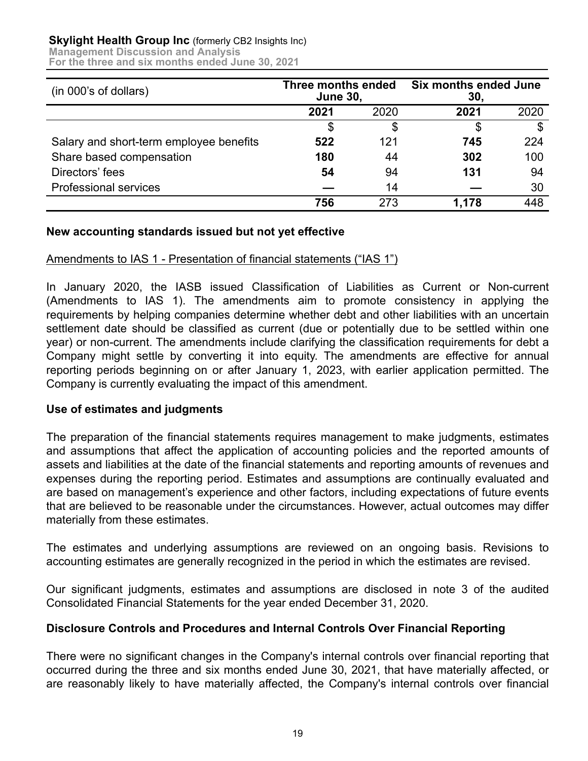| (in 000's of dollars) | Three months ended June 30, | | Six months ended June 30, | |
|---|---|---|---|---|
| | **2021** | 2020 | **2021** | 2020 |
| | $ | $ | $ | $ |
| Salary and short-term employee benefits | **522** | 121 | **745** | 224 |
| Share based compensation | **180** | 44 | **302** | 100 |
| Directors' fees | **54** | 94 | **131** | 94 |
| Professional services | **—** | 14 | **—** | 30 |
| | **756** | 273 | **1,178** | 448 |

## New accounting standards issued but not yet effective

Amendments to IAS 1 - Presentation of financial statements ("IAS 1")

In January 2020, the IASB issued Classification of Liabilities as Current or Non-current (Amendments to IAS 1). The amendments aim to promote consistency in applying the requirements by helping companies determine whether debt and other liabilities with an uncertain settlement date should be classified as current (due or potentially due to be settled within one year) or non-current. The amendments include clarifying the classification requirements for debt a Company might settle by converting it into equity. The amendments are effective for annual reporting periods beginning on or after January 1, 2023, with earlier application permitted. The Company is currently evaluating the impact of this amendment.

## Use of estimates and judgments

The preparation of the financial statements requires management to make judgments, estimates and assumptions that affect the application of accounting policies and the reported amounts of assets and liabilities at the date of the financial statements and reporting amounts of revenues and expenses during the reporting period. Estimates and assumptions are continually evaluated and are based on management's experience and other factors, including expectations of future events that are believed to be reasonable under the circumstances. However, actual outcomes may differ materially from these estimates.

The estimates and underlying assumptions are reviewed on an ongoing basis. Revisions to accounting estimates are generally recognized in the period in which the estimates are revised.

Our significant judgments, estimates and assumptions are disclosed in note 3 of the audited Consolidated Financial Statements for the year ended December 31, 2020.

## Disclosure Controls and Procedures and Internal Controls Over Financial Reporting

There were no significant changes in the Company's internal controls over financial reporting that occurred during the three and six months ended June 30, 2021, that have materially affected, or are reasonably likely to have materially affected, the Company's internal controls over financial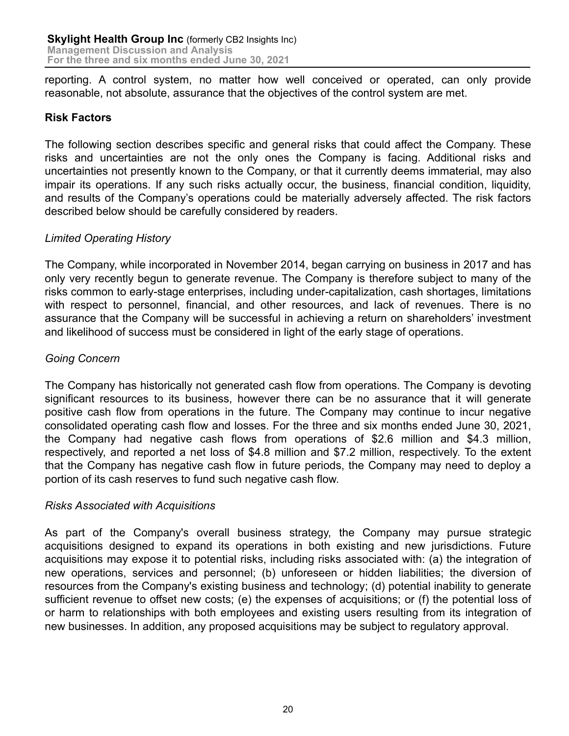reporting. A control system, no matter how well conceived or operated, can only provide reasonable, not absolute, assurance that the objectives of the control system are met.

## Risk Factors

The following section describes specific and general risks that could affect the Company. These risks and uncertainties are not the only ones the Company is facing. Additional risks and uncertainties not presently known to the Company, or that it currently deems immaterial, may also impair its operations. If any such risks actually occur, the business, financial condition, liquidity, and results of the Company's operations could be materially adversely affected. The risk factors described below should be carefully considered by readers.

*Limited Operating History*

The Company, while incorporated in November 2014, began carrying on business in 2017 and has only very recently begun to generate revenue. The Company is therefore subject to many of the risks common to early-stage enterprises, including under-capitalization, cash shortages, limitations with respect to personnel, financial, and other resources, and lack of revenues. There is no assurance that the Company will be successful in achieving a return on shareholders' investment and likelihood of success must be considered in light of the early stage of operations.

*Going Concern*

The Company has historically not generated cash flow from operations. The Company is devoting significant resources to its business, however there can be no assurance that it will generate positive cash flow from operations in the future. The Company may continue to incur negative consolidated operating cash flow and losses. For the three and six months ended June 30, 2021, the Company had negative cash flows from operations of $2.6 million and $4.3 million, respectively, and reported a net loss of $4.8 million and $7.2 million, respectively. To the extent that the Company has negative cash flow in future periods, the Company may need to deploy a portion of its cash reserves to fund such negative cash flow.

*Risks Associated with Acquisitions*

As part of the Company's overall business strategy, the Company may pursue strategic acquisitions designed to expand its operations in both existing and new jurisdictions. Future acquisitions may expose it to potential risks, including risks associated with: (a) the integration of new operations, services and personnel; (b) unforeseen or hidden liabilities; the diversion of resources from the Company's existing business and technology; (d) potential inability to generate sufficient revenue to offset new costs; (e) the expenses of acquisitions; or (f) the potential loss of or harm to relationships with both employees and existing users resulting from its integration of new businesses. In addition, any proposed acquisitions may be subject to regulatory approval.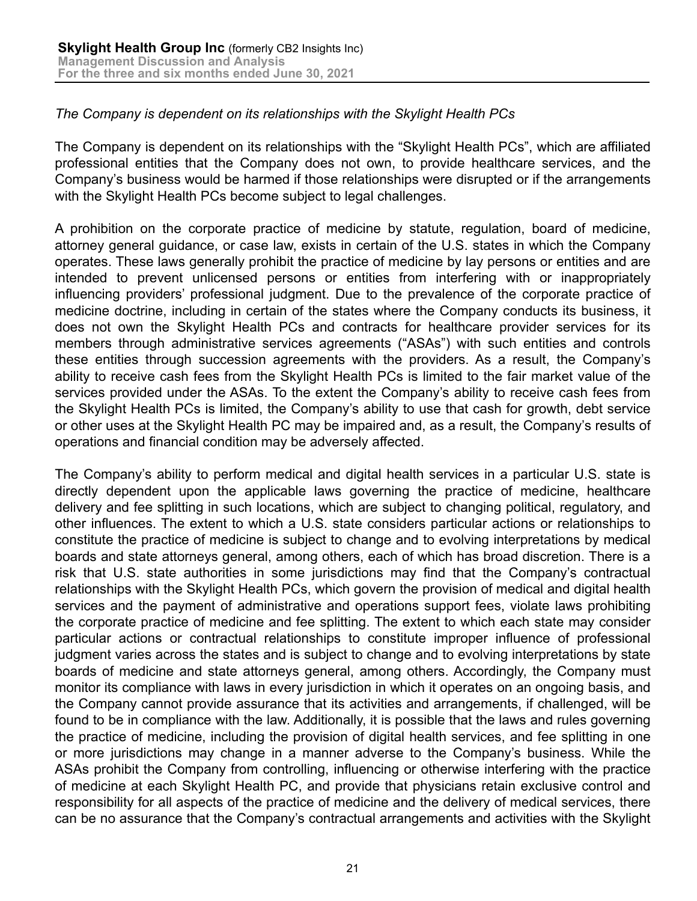*The Company is dependent on its relationships with the Skylight Health PCs*

The Company is dependent on its relationships with the "Skylight Health PCs", which are affiliated professional entities that the Company does not own, to provide healthcare services, and the Company's business would be harmed if those relationships were disrupted or if the arrangements with the Skylight Health PCs become subject to legal challenges.

A prohibition on the corporate practice of medicine by statute, regulation, board of medicine, attorney general guidance, or case law, exists in certain of the U.S. states in which the Company operates. These laws generally prohibit the practice of medicine by lay persons or entities and are intended to prevent unlicensed persons or entities from interfering with or inappropriately influencing providers' professional judgment. Due to the prevalence of the corporate practice of medicine doctrine, including in certain of the states where the Company conducts its business, it does not own the Skylight Health PCs and contracts for healthcare provider services for its members through administrative services agreements ("ASAs") with such entities and controls these entities through succession agreements with the providers. As a result, the Company's ability to receive cash fees from the Skylight Health PCs is limited to the fair market value of the services provided under the ASAs. To the extent the Company's ability to receive cash fees from the Skylight Health PCs is limited, the Company's ability to use that cash for growth, debt service or other uses at the Skylight Health PC may be impaired and, as a result, the Company's results of operations and financial condition may be adversely affected.

The Company's ability to perform medical and digital health services in a particular U.S. state is directly dependent upon the applicable laws governing the practice of medicine, healthcare delivery and fee splitting in such locations, which are subject to changing political, regulatory, and other influences. The extent to which a U.S. state considers particular actions or relationships to constitute the practice of medicine is subject to change and to evolving interpretations by medical boards and state attorneys general, among others, each of which has broad discretion. There is a risk that U.S. state authorities in some jurisdictions may find that the Company's contractual relationships with the Skylight Health PCs, which govern the provision of medical and digital health services and the payment of administrative and operations support fees, violate laws prohibiting the corporate practice of medicine and fee splitting. The extent to which each state may consider particular actions or contractual relationships to constitute improper influence of professional judgment varies across the states and is subject to change and to evolving interpretations by state boards of medicine and state attorneys general, among others. Accordingly, the Company must monitor its compliance with laws in every jurisdiction in which it operates on an ongoing basis, and the Company cannot provide assurance that its activities and arrangements, if challenged, will be found to be in compliance with the law. Additionally, it is possible that the laws and rules governing the practice of medicine, including the provision of digital health services, and fee splitting in one or more jurisdictions may change in a manner adverse to the Company's business. While the ASAs prohibit the Company from controlling, influencing or otherwise interfering with the practice of medicine at each Skylight Health PC, and provide that physicians retain exclusive control and responsibility for all aspects of the practice of medicine and the delivery of medical services, there can be no assurance that the Company's contractual arrangements and activities with the Skylight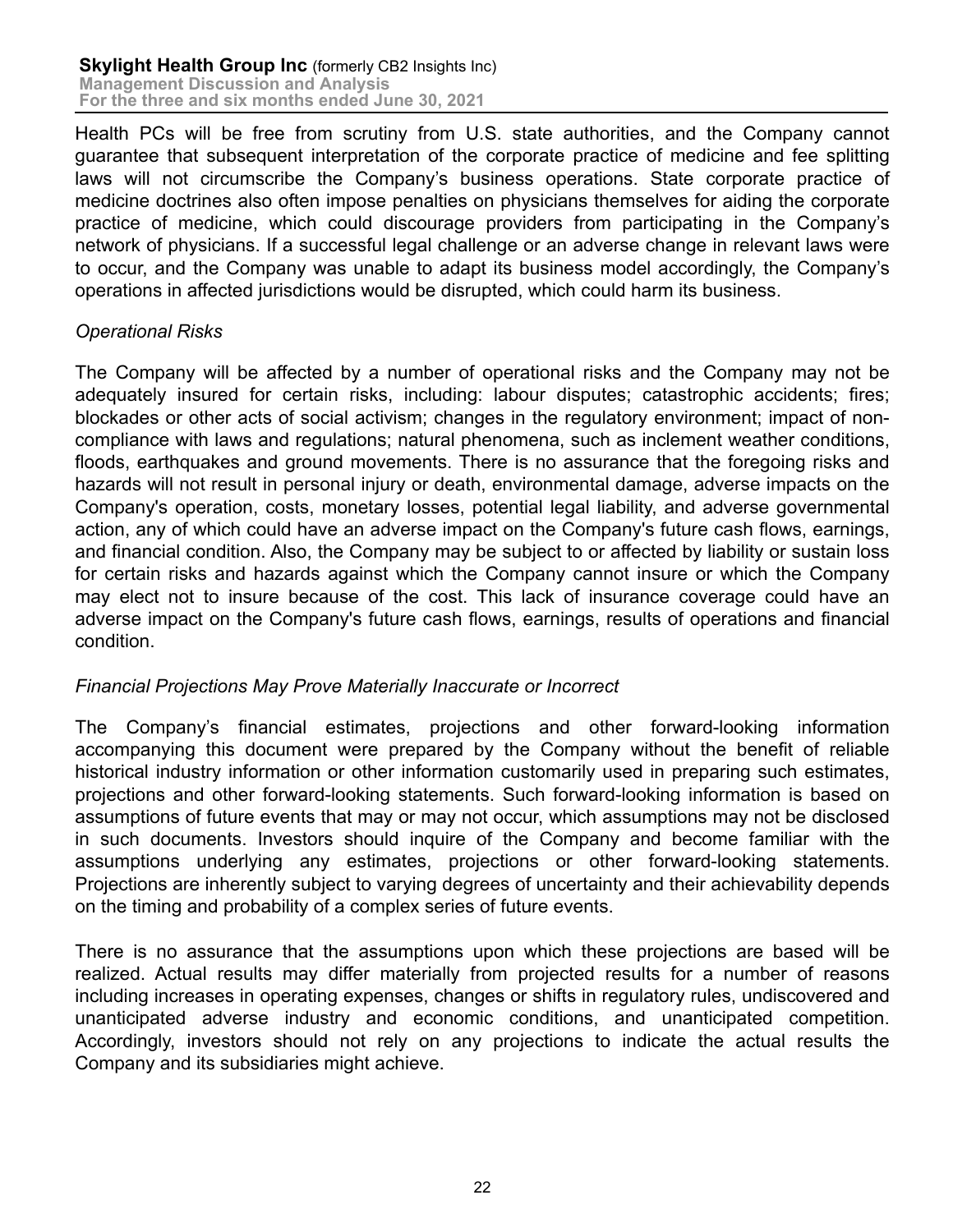Health PCs will be free from scrutiny from U.S. state authorities, and the Company cannot guarantee that subsequent interpretation of the corporate practice of medicine and fee splitting laws will not circumscribe the Company's business operations. State corporate practice of medicine doctrines also often impose penalties on physicians themselves for aiding the corporate practice of medicine, which could discourage providers from participating in the Company's network of physicians. If a successful legal challenge or an adverse change in relevant laws were to occur, and the Company was unable to adapt its business model accordingly, the Company's operations in affected jurisdictions would be disrupted, which could harm its business.

*Operational Risks*

The Company will be affected by a number of operational risks and the Company may not be adequately insured for certain risks, including: labour disputes; catastrophic accidents; fires; blockades or other acts of social activism; changes in the regulatory environment; impact of non-compliance with laws and regulations; natural phenomena, such as inclement weather conditions, floods, earthquakes and ground movements. There is no assurance that the foregoing risks and hazards will not result in personal injury or death, environmental damage, adverse impacts on the Company's operation, costs, monetary losses, potential legal liability, and adverse governmental action, any of which could have an adverse impact on the Company's future cash flows, earnings, and financial condition. Also, the Company may be subject to or affected by liability or sustain loss for certain risks and hazards against which the Company cannot insure or which the Company may elect not to insure because of the cost. This lack of insurance coverage could have an adverse impact on the Company's future cash flows, earnings, results of operations and financial condition.

*Financial Projections May Prove Materially Inaccurate or Incorrect*

The Company's financial estimates, projections and other forward-looking information accompanying this document were prepared by the Company without the benefit of reliable historical industry information or other information customarily used in preparing such estimates, projections and other forward-looking statements. Such forward-looking information is based on assumptions of future events that may or may not occur, which assumptions may not be disclosed in such documents. Investors should inquire of the Company and become familiar with the assumptions underlying any estimates, projections or other forward-looking statements. Projections are inherently subject to varying degrees of uncertainty and their achievability depends on the timing and probability of a complex series of future events.

There is no assurance that the assumptions upon which these projections are based will be realized. Actual results may differ materially from projected results for a number of reasons including increases in operating expenses, changes or shifts in regulatory rules, undiscovered and unanticipated adverse industry and economic conditions, and unanticipated competition. Accordingly, investors should not rely on any projections to indicate the actual results the Company and its subsidiaries might achieve.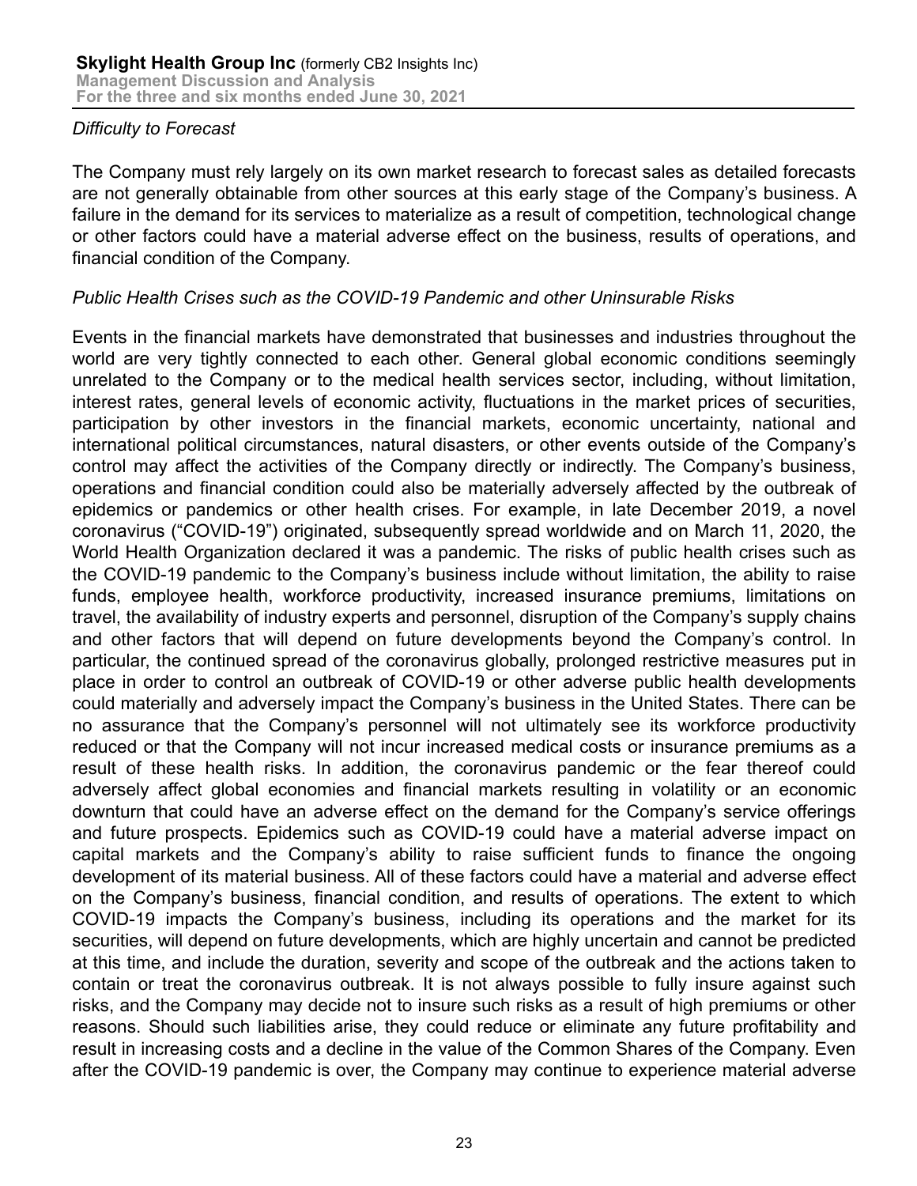*Difficulty to Forecast*

The Company must rely largely on its own market research to forecast sales as detailed forecasts are not generally obtainable from other sources at this early stage of the Company's business. A failure in the demand for its services to materialize as a result of competition, technological change or other factors could have a material adverse effect on the business, results of operations, and financial condition of the Company.

*Public Health Crises such as the COVID-19 Pandemic and other Uninsurable Risks*

Events in the financial markets have demonstrated that businesses and industries throughout the world are very tightly connected to each other. General global economic conditions seemingly unrelated to the Company or to the medical health services sector, including, without limitation, interest rates, general levels of economic activity, fluctuations in the market prices of securities, participation by other investors in the financial markets, economic uncertainty, national and international political circumstances, natural disasters, or other events outside of the Company's control may affect the activities of the Company directly or indirectly. The Company's business, operations and financial condition could also be materially adversely affected by the outbreak of epidemics or pandemics or other health crises. For example, in late December 2019, a novel coronavirus ("COVID-19") originated, subsequently spread worldwide and on March 11, 2020, the World Health Organization declared it was a pandemic. The risks of public health crises such as the COVID-19 pandemic to the Company's business include without limitation, the ability to raise funds, employee health, workforce productivity, increased insurance premiums, limitations on travel, the availability of industry experts and personnel, disruption of the Company's supply chains and other factors that will depend on future developments beyond the Company's control. In particular, the continued spread of the coronavirus globally, prolonged restrictive measures put in place in order to control an outbreak of COVID-19 or other adverse public health developments could materially and adversely impact the Company's business in the United States. There can be no assurance that the Company's personnel will not ultimately see its workforce productivity reduced or that the Company will not incur increased medical costs or insurance premiums as a result of these health risks. In addition, the coronavirus pandemic or the fear thereof could adversely affect global economies and financial markets resulting in volatility or an economic downturn that could have an adverse effect on the demand for the Company's service offerings and future prospects. Epidemics such as COVID-19 could have a material adverse impact on capital markets and the Company's ability to raise sufficient funds to finance the ongoing development of its material business. All of these factors could have a material and adverse effect on the Company's business, financial condition, and results of operations. The extent to which COVID-19 impacts the Company's business, including its operations and the market for its securities, will depend on future developments, which are highly uncertain and cannot be predicted at this time, and include the duration, severity and scope of the outbreak and the actions taken to contain or treat the coronavirus outbreak. It is not always possible to fully insure against such risks, and the Company may decide not to insure such risks as a result of high premiums or other reasons. Should such liabilities arise, they could reduce or eliminate any future profitability and result in increasing costs and a decline in the value of the Common Shares of the Company. Even after the COVID-19 pandemic is over, the Company may continue to experience material adverse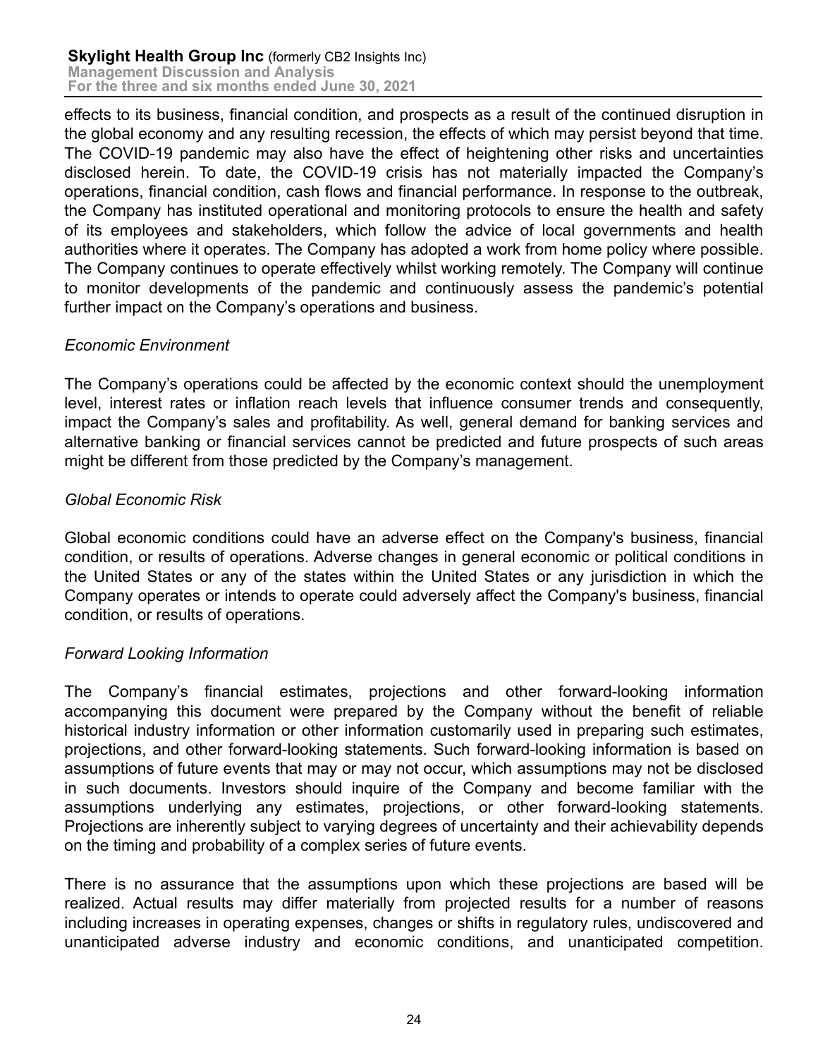effects to its business, financial condition, and prospects as a result of the continued disruption in the global economy and any resulting recession, the effects of which may persist beyond that time. The COVID-19 pandemic may also have the effect of heightening other risks and uncertainties disclosed herein. To date, the COVID-19 crisis has not materially impacted the Company's operations, financial condition, cash flows and financial performance. In response to the outbreak, the Company has instituted operational and monitoring protocols to ensure the health and safety of its employees and stakeholders, which follow the advice of local governments and health authorities where it operates. The Company has adopted a work from home policy where possible. The Company continues to operate effectively whilst working remotely. The Company will continue to monitor developments of the pandemic and continuously assess the pandemic's potential further impact on the Company's operations and business.

*Economic Environment*

The Company's operations could be affected by the economic context should the unemployment level, interest rates or inflation reach levels that influence consumer trends and consequently, impact the Company's sales and profitability. As well, general demand for banking services and alternative banking or financial services cannot be predicted and future prospects of such areas might be different from those predicted by the Company's management.

*Global Economic Risk*

Global economic conditions could have an adverse effect on the Company's business, financial condition, or results of operations. Adverse changes in general economic or political conditions in the United States or any of the states within the United States or any jurisdiction in which the Company operates or intends to operate could adversely affect the Company's business, financial condition, or results of operations.

*Forward Looking Information*

The Company's financial estimates, projections and other forward-looking information accompanying this document were prepared by the Company without the benefit of reliable historical industry information or other information customarily used in preparing such estimates, projections, and other forward-looking statements. Such forward-looking information is based on assumptions of future events that may or may not occur, which assumptions may not be disclosed in such documents. Investors should inquire of the Company and become familiar with the assumptions underlying any estimates, projections, or other forward-looking statements. Projections are inherently subject to varying degrees of uncertainty and their achievability depends on the timing and probability of a complex series of future events.

There is no assurance that the assumptions upon which these projections are based will be realized. Actual results may differ materially from projected results for a number of reasons including increases in operating expenses, changes or shifts in regulatory rules, undiscovered and unanticipated adverse industry and economic conditions, and unanticipated competition.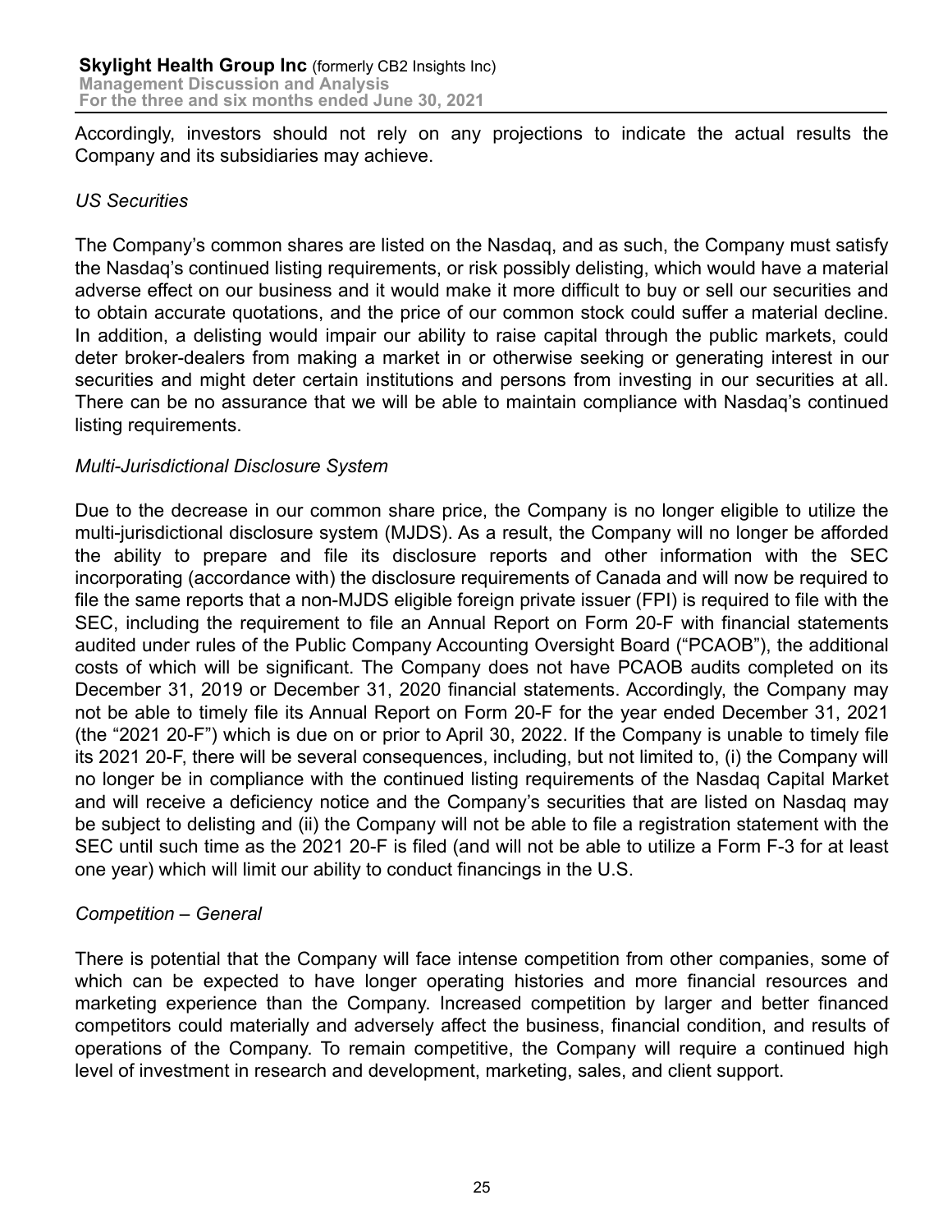Accordingly, investors should not rely on any projections to indicate the actual results the Company and its subsidiaries may achieve.

*US Securities*

The Company's common shares are listed on the Nasdaq, and as such, the Company must satisfy the Nasdaq's continued listing requirements, or risk possibly delisting, which would have a material adverse effect on our business and it would make it more difficult to buy or sell our securities and to obtain accurate quotations, and the price of our common stock could suffer a material decline. In addition, a delisting would impair our ability to raise capital through the public markets, could deter broker-dealers from making a market in or otherwise seeking or generating interest in our securities and might deter certain institutions and persons from investing in our securities at all. There can be no assurance that we will be able to maintain compliance with Nasdaq's continued listing requirements.

*Multi-Jurisdictional Disclosure System*

Due to the decrease in our common share price, the Company is no longer eligible to utilize the multi-jurisdictional disclosure system (MJDS). As a result, the Company will no longer be afforded the ability to prepare and file its disclosure reports and other information with the SEC incorporating (accordance with) the disclosure requirements of Canada and will now be required to file the same reports that a non-MJDS eligible foreign private issuer (FPI) is required to file with the SEC, including the requirement to file an Annual Report on Form 20-F with financial statements audited under rules of the Public Company Accounting Oversight Board ("PCAOB"), the additional costs of which will be significant. The Company does not have PCAOB audits completed on its December 31, 2019 or December 31, 2020 financial statements. Accordingly, the Company may not be able to timely file its Annual Report on Form 20-F for the year ended December 31, 2021 (the "2021 20-F") which is due on or prior to April 30, 2022. If the Company is unable to timely file its 2021 20-F, there will be several consequences, including, but not limited to, (i) the Company will no longer be in compliance with the continued listing requirements of the Nasdaq Capital Market and will receive a deficiency notice and the Company's securities that are listed on Nasdaq may be subject to delisting and (ii) the Company will not be able to file a registration statement with the SEC until such time as the 2021 20-F is filed (and will not be able to utilize a Form F-3 for at least one year) which will limit our ability to conduct financings in the U.S.

*Competition – General*

There is potential that the Company will face intense competition from other companies, some of which can be expected to have longer operating histories and more financial resources and marketing experience than the Company. Increased competition by larger and better financed competitors could materially and adversely affect the business, financial condition, and results of operations of the Company. To remain competitive, the Company will require a continued high level of investment in research and development, marketing, sales, and client support.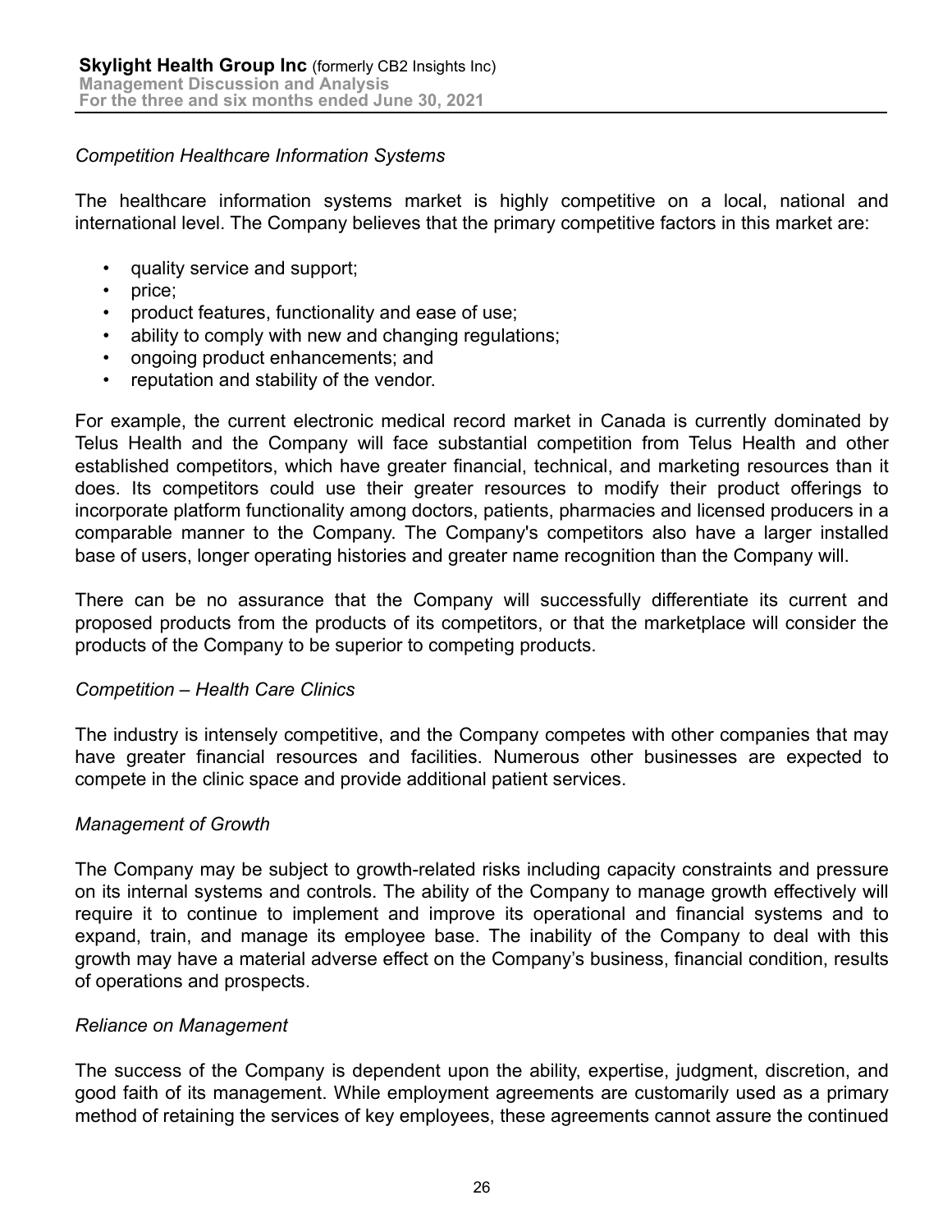*Competition Healthcare Information Systems*

The healthcare information systems market is highly competitive on a local, national and international level. The Company believes that the primary competitive factors in this market are:

- quality service and support;
- price;
- product features, functionality and ease of use;
- ability to comply with new and changing regulations;
- ongoing product enhancements; and
- reputation and stability of the vendor.

For example, the current electronic medical record market in Canada is currently dominated by Telus Health and the Company will face substantial competition from Telus Health and other established competitors, which have greater financial, technical, and marketing resources than it does. Its competitors could use their greater resources to modify their product offerings to incorporate platform functionality among doctors, patients, pharmacies and licensed producers in a comparable manner to the Company. The Company's competitors also have a larger installed base of users, longer operating histories and greater name recognition than the Company will.

There can be no assurance that the Company will successfully differentiate its current and proposed products from the products of its competitors, or that the marketplace will consider the products of the Company to be superior to competing products.

*Competition – Health Care Clinics*

The industry is intensely competitive, and the Company competes with other companies that may have greater financial resources and facilities. Numerous other businesses are expected to compete in the clinic space and provide additional patient services.

*Management of Growth*

The Company may be subject to growth-related risks including capacity constraints and pressure on its internal systems and controls. The ability of the Company to manage growth effectively will require it to continue to implement and improve its operational and financial systems and to expand, train, and manage its employee base. The inability of the Company to deal with this growth may have a material adverse effect on the Company's business, financial condition, results of operations and prospects.

*Reliance on Management*

The success of the Company is dependent upon the ability, expertise, judgment, discretion, and good faith of its management. While employment agreements are customarily used as a primary method of retaining the services of key employees, these agreements cannot assure the continued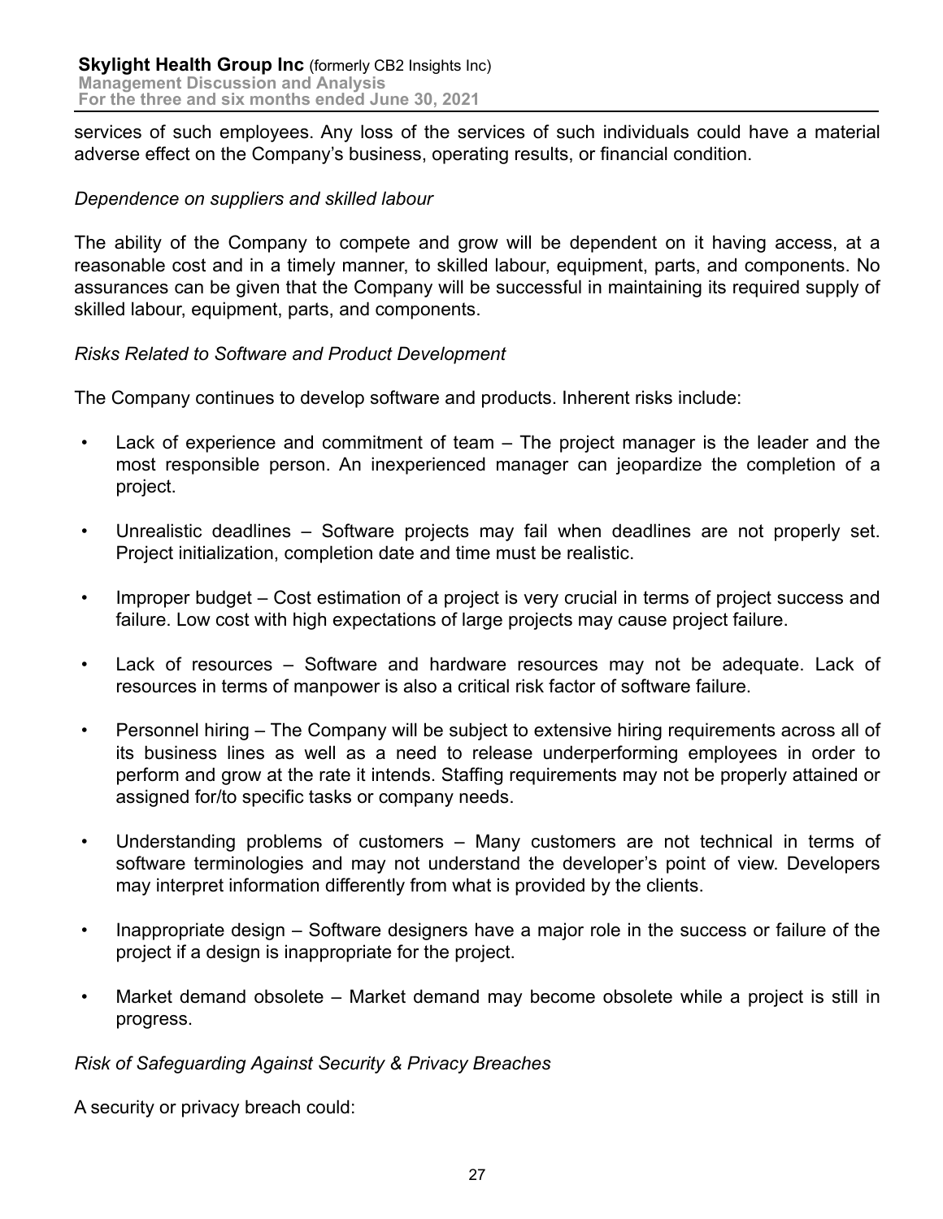services of such employees. Any loss of the services of such individuals could have a material adverse effect on the Company's business, operating results, or financial condition.

*Dependence on suppliers and skilled labour*

The ability of the Company to compete and grow will be dependent on it having access, at a reasonable cost and in a timely manner, to skilled labour, equipment, parts, and components. No assurances can be given that the Company will be successful in maintaining its required supply of skilled labour, equipment, parts, and components.

*Risks Related to Software and Product Development*

The Company continues to develop software and products. Inherent risks include:

- Lack of experience and commitment of team – The project manager is the leader and the most responsible person. An inexperienced manager can jeopardize the completion of a project.
- Unrealistic deadlines – Software projects may fail when deadlines are not properly set. Project initialization, completion date and time must be realistic.
- Improper budget – Cost estimation of a project is very crucial in terms of project success and failure. Low cost with high expectations of large projects may cause project failure.
- Lack of resources – Software and hardware resources may not be adequate. Lack of resources in terms of manpower is also a critical risk factor of software failure.
- Personnel hiring – The Company will be subject to extensive hiring requirements across all of its business lines as well as a need to release underperforming employees in order to perform and grow at the rate it intends. Staffing requirements may not be properly attained or assigned for/to specific tasks or company needs.
- Understanding problems of customers – Many customers are not technical in terms of software terminologies and may not understand the developer's point of view. Developers may interpret information differently from what is provided by the clients.
- Inappropriate design – Software designers have a major role in the success or failure of the project if a design is inappropriate for the project.
- Market demand obsolete – Market demand may become obsolete while a project is still in progress.

*Risk of Safeguarding Against Security & Privacy Breaches*

A security or privacy breach could: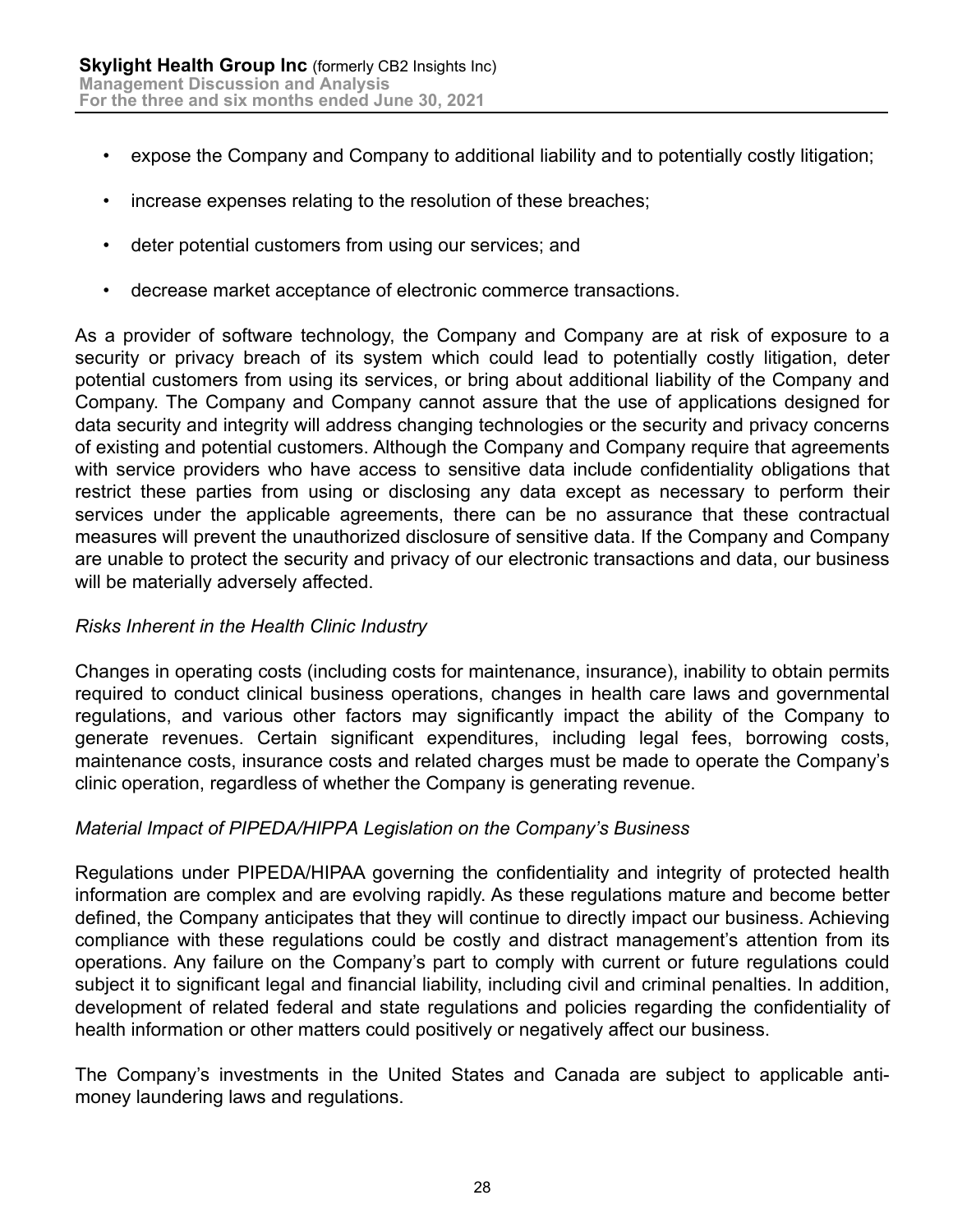- expose the Company and Company to additional liability and to potentially costly litigation;
- increase expenses relating to the resolution of these breaches;
- deter potential customers from using our services; and
- decrease market acceptance of electronic commerce transactions.

As a provider of software technology, the Company and Company are at risk of exposure to a security or privacy breach of its system which could lead to potentially costly litigation, deter potential customers from using its services, or bring about additional liability of the Company and Company. The Company and Company cannot assure that the use of applications designed for data security and integrity will address changing technologies or the security and privacy concerns of existing and potential customers. Although the Company and Company require that agreements with service providers who have access to sensitive data include confidentiality obligations that restrict these parties from using or disclosing any data except as necessary to perform their services under the applicable agreements, there can be no assurance that these contractual measures will prevent the unauthorized disclosure of sensitive data. If the Company and Company are unable to protect the security and privacy of our electronic transactions and data, our business will be materially adversely affected.

*Risks Inherent in the Health Clinic Industry*

Changes in operating costs (including costs for maintenance, insurance), inability to obtain permits required to conduct clinical business operations, changes in health care laws and governmental regulations, and various other factors may significantly impact the ability of the Company to generate revenues. Certain significant expenditures, including legal fees, borrowing costs, maintenance costs, insurance costs and related charges must be made to operate the Company's clinic operation, regardless of whether the Company is generating revenue.

*Material Impact of PIPEDA/HIPPA Legislation on the Company's Business*

Regulations under PIPEDA/HIPAA governing the confidentiality and integrity of protected health information are complex and are evolving rapidly. As these regulations mature and become better defined, the Company anticipates that they will continue to directly impact our business. Achieving compliance with these regulations could be costly and distract management's attention from its operations. Any failure on the Company's part to comply with current or future regulations could subject it to significant legal and financial liability, including civil and criminal penalties. In addition, development of related federal and state regulations and policies regarding the confidentiality of health information or other matters could positively or negatively affect our business.

The Company's investments in the United States and Canada are subject to applicable anti-money laundering laws and regulations.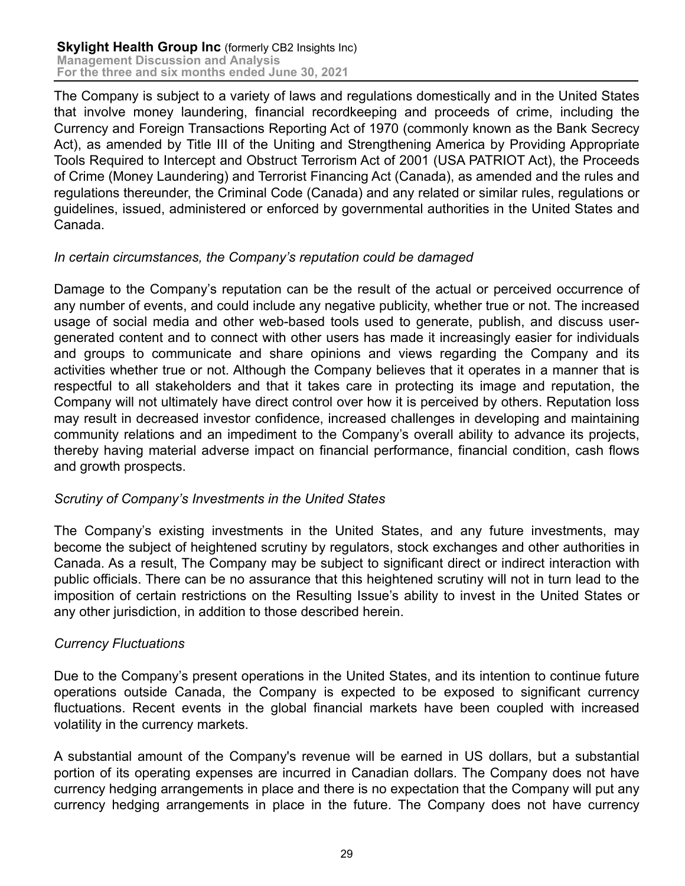The Company is subject to a variety of laws and regulations domestically and in the United States that involve money laundering, financial recordkeeping and proceeds of crime, including the Currency and Foreign Transactions Reporting Act of 1970 (commonly known as the Bank Secrecy Act), as amended by Title III of the Uniting and Strengthening America by Providing Appropriate Tools Required to Intercept and Obstruct Terrorism Act of 2001 (USA PATRIOT Act), the Proceeds of Crime (Money Laundering) and Terrorist Financing Act (Canada), as amended and the rules and regulations thereunder, the Criminal Code (Canada) and any related or similar rules, regulations or guidelines, issued, administered or enforced by governmental authorities in the United States and Canada.

*In certain circumstances, the Company's reputation could be damaged*

Damage to the Company's reputation can be the result of the actual or perceived occurrence of any number of events, and could include any negative publicity, whether true or not. The increased usage of social media and other web-based tools used to generate, publish, and discuss user-generated content and to connect with other users has made it increasingly easier for individuals and groups to communicate and share opinions and views regarding the Company and its activities whether true or not. Although the Company believes that it operates in a manner that is respectful to all stakeholders and that it takes care in protecting its image and reputation, the Company will not ultimately have direct control over how it is perceived by others. Reputation loss may result in decreased investor confidence, increased challenges in developing and maintaining community relations and an impediment to the Company's overall ability to advance its projects, thereby having material adverse impact on financial performance, financial condition, cash flows and growth prospects.

*Scrutiny of Company's Investments in the United States*

The Company's existing investments in the United States, and any future investments, may become the subject of heightened scrutiny by regulators, stock exchanges and other authorities in Canada. As a result, The Company may be subject to significant direct or indirect interaction with public officials. There can be no assurance that this heightened scrutiny will not in turn lead to the imposition of certain restrictions on the Resulting Issue's ability to invest in the United States or any other jurisdiction, in addition to those described herein.

*Currency Fluctuations*

Due to the Company's present operations in the United States, and its intention to continue future operations outside Canada, the Company is expected to be exposed to significant currency fluctuations. Recent events in the global financial markets have been coupled with increased volatility in the currency markets.

A substantial amount of the Company's revenue will be earned in US dollars, but a substantial portion of its operating expenses are incurred in Canadian dollars. The Company does not have currency hedging arrangements in place and there is no expectation that the Company will put any currency hedging arrangements in place in the future. The Company does not have currency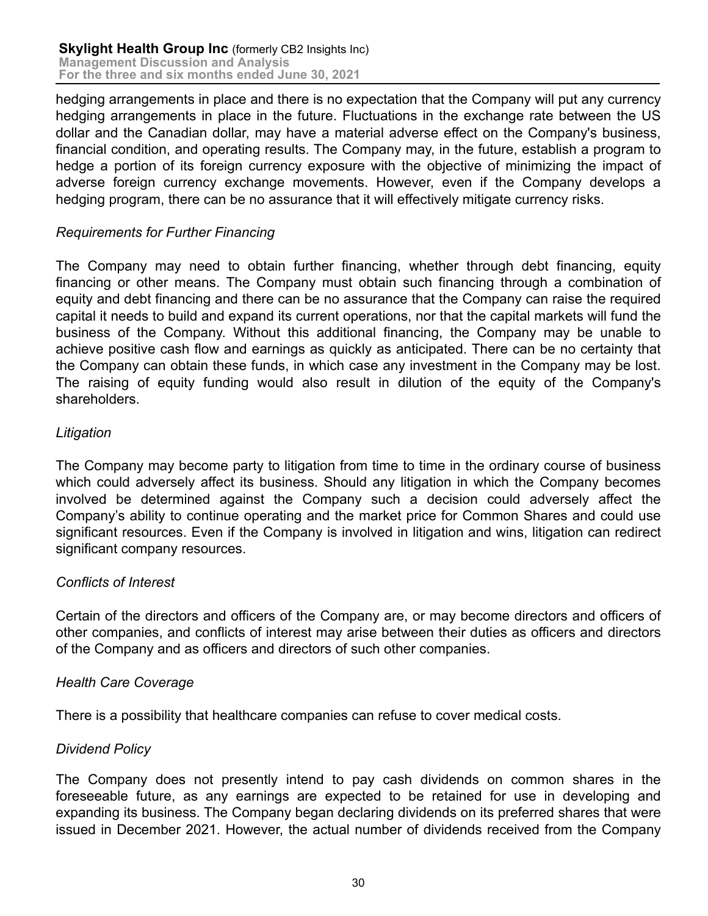hedging arrangements in place and there is no expectation that the Company will put any currency hedging arrangements in place in the future. Fluctuations in the exchange rate between the US dollar and the Canadian dollar, may have a material adverse effect on the Company's business, financial condition, and operating results. The Company may, in the future, establish a program to hedge a portion of its foreign currency exposure with the objective of minimizing the impact of adverse foreign currency exchange movements. However, even if the Company develops a hedging program, there can be no assurance that it will effectively mitigate currency risks.

*Requirements for Further Financing*

The Company may need to obtain further financing, whether through debt financing, equity financing or other means. The Company must obtain such financing through a combination of equity and debt financing and there can be no assurance that the Company can raise the required capital it needs to build and expand its current operations, nor that the capital markets will fund the business of the Company. Without this additional financing, the Company may be unable to achieve positive cash flow and earnings as quickly as anticipated. There can be no certainty that the Company can obtain these funds, in which case any investment in the Company may be lost. The raising of equity funding would also result in dilution of the equity of the Company's shareholders.

*Litigation*

The Company may become party to litigation from time to time in the ordinary course of business which could adversely affect its business. Should any litigation in which the Company becomes involved be determined against the Company such a decision could adversely affect the Company's ability to continue operating and the market price for Common Shares and could use significant resources. Even if the Company is involved in litigation and wins, litigation can redirect significant company resources.

*Conflicts of Interest*

Certain of the directors and officers of the Company are, or may become directors and officers of other companies, and conflicts of interest may arise between their duties as officers and directors of the Company and as officers and directors of such other companies.

*Health Care Coverage*

There is a possibility that healthcare companies can refuse to cover medical costs.

*Dividend Policy*

The Company does not presently intend to pay cash dividends on common shares in the foreseeable future, as any earnings are expected to be retained for use in developing and expanding its business. The Company began declaring dividends on its preferred shares that were issued in December 2021. However, the actual number of dividends received from the Company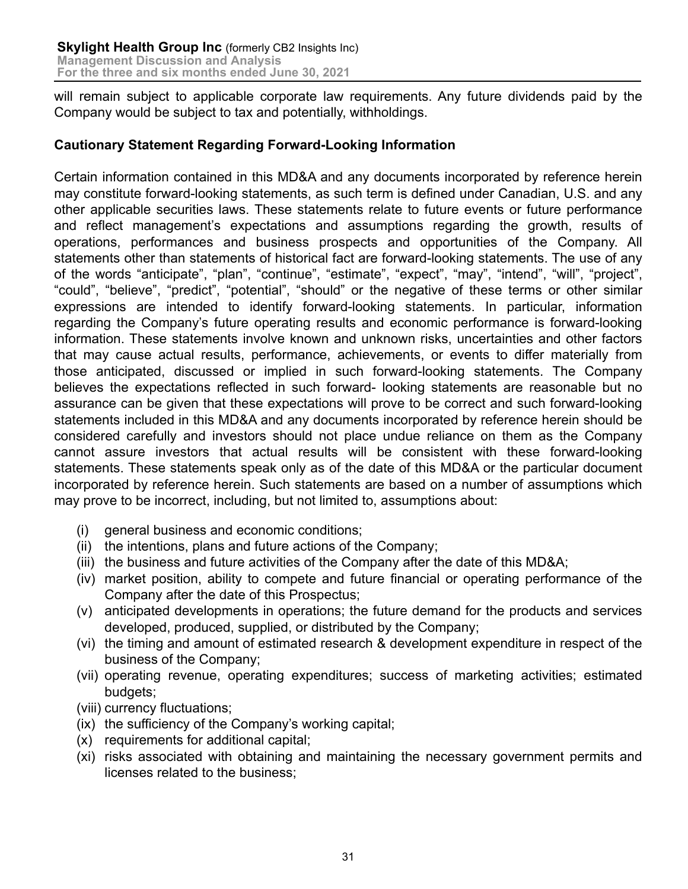will remain subject to applicable corporate law requirements. Any future dividends paid by the Company would be subject to tax and potentially, withholdings.

**Cautionary Statement Regarding Forward-Looking Information**

Certain information contained in this MD&A and any documents incorporated by reference herein may constitute forward-looking statements, as such term is defined under Canadian, U.S. and any other applicable securities laws. These statements relate to future events or future performance and reflect management's expectations and assumptions regarding the growth, results of operations, performances and business prospects and opportunities of the Company. All statements other than statements of historical fact are forward-looking statements. The use of any of the words "anticipate", "plan", "continue", "estimate", "expect", "may", "intend", "will", "project", "could", "believe", "predict", "potential", "should" or the negative of these terms or other similar expressions are intended to identify forward-looking statements. In particular, information regarding the Company's future operating results and economic performance is forward-looking information. These statements involve known and unknown risks, uncertainties and other factors that may cause actual results, performance, achievements, or events to differ materially from those anticipated, discussed or implied in such forward-looking statements. The Company believes the expectations reflected in such forward- looking statements are reasonable but no assurance can be given that these expectations will prove to be correct and such forward-looking statements included in this MD&A and any documents incorporated by reference herein should be considered carefully and investors should not place undue reliance on them as the Company cannot assure investors that actual results will be consistent with these forward-looking statements. These statements speak only as of the date of this MD&A or the particular document incorporated by reference herein. Such statements are based on a number of assumptions which may prove to be incorrect, including, but not limited to, assumptions about:

(i) general business and economic conditions;
(ii) the intentions, plans and future actions of the Company;
(iii) the business and future activities of the Company after the date of this MD&A;
(iv) market position, ability to compete and future financial or operating performance of the Company after the date of this Prospectus;
(v) anticipated developments in operations; the future demand for the products and services developed, produced, supplied, or distributed by the Company;
(vi) the timing and amount of estimated research & development expenditure in respect of the business of the Company;
(vii) operating revenue, operating expenditures; success of marketing activities; estimated budgets;
(viii) currency fluctuations;
(ix) the sufficiency of the Company's working capital;
(x) requirements for additional capital;
(xi) risks associated with obtaining and maintaining the necessary government permits and licenses related to the business;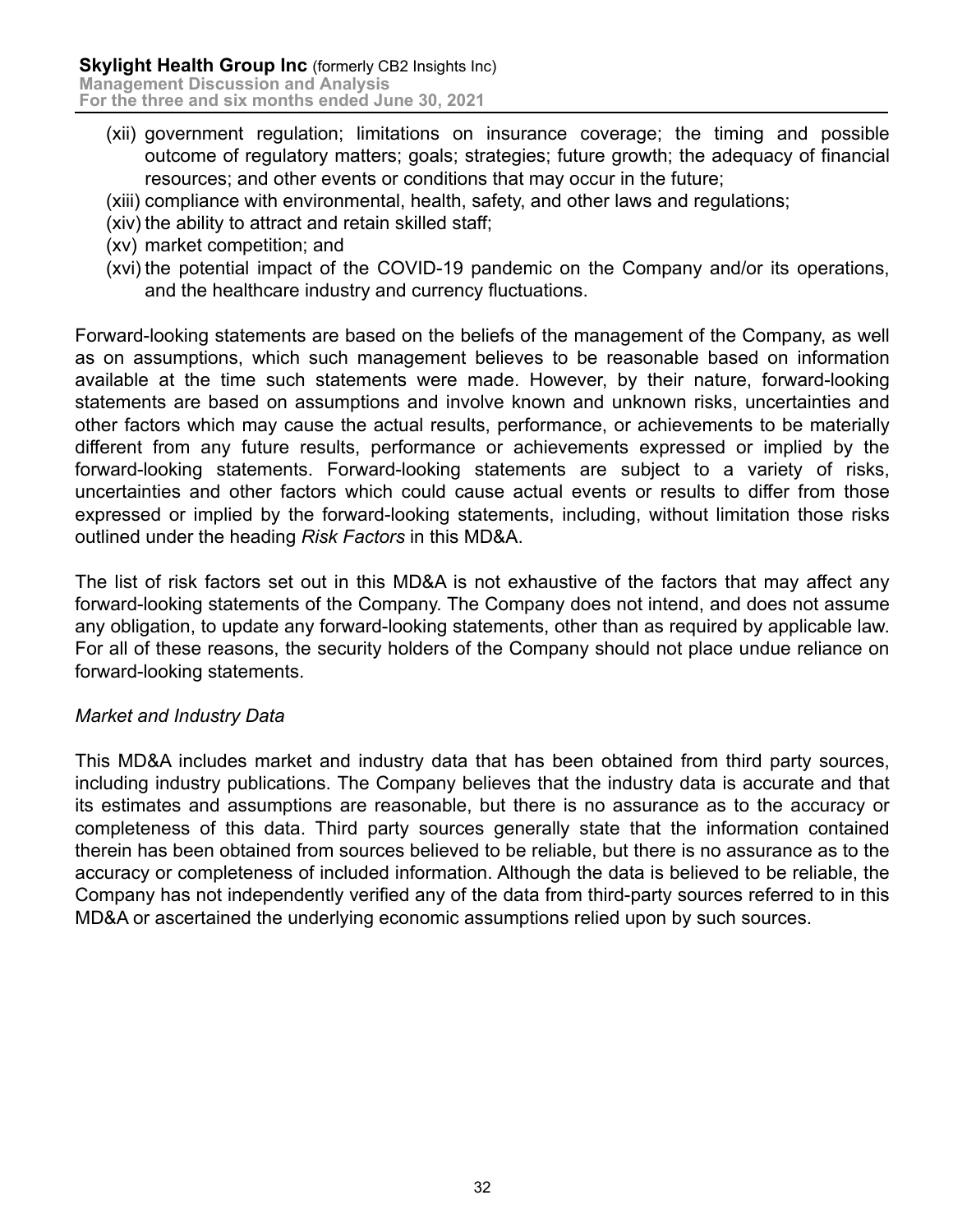(xii) government regulation; limitations on insurance coverage; the timing and possible outcome of regulatory matters; goals; strategies; future growth; the adequacy of financial resources; and other events or conditions that may occur in the future;

(xiii) compliance with environmental, health, safety, and other laws and regulations;

(xiv) the ability to attract and retain skilled staff;

(xv) market competition; and

(xvi) the potential impact of the COVID-19 pandemic on the Company and/or its operations, and the healthcare industry and currency fluctuations.

Forward-looking statements are based on the beliefs of the management of the Company, as well as on assumptions, which such management believes to be reasonable based on information available at the time such statements were made. However, by their nature, forward-looking statements are based on assumptions and involve known and unknown risks, uncertainties and other factors which may cause the actual results, performance, or achievements to be materially different from any future results, performance or achievements expressed or implied by the forward-looking statements. Forward-looking statements are subject to a variety of risks, uncertainties and other factors which could cause actual events or results to differ from those expressed or implied by the forward-looking statements, including, without limitation those risks outlined under the heading *Risk Factors* in this MD&A.

The list of risk factors set out in this MD&A is not exhaustive of the factors that may affect any forward-looking statements of the Company. The Company does not intend, and does not assume any obligation, to update any forward-looking statements, other than as required by applicable law. For all of these reasons, the security holders of the Company should not place undue reliance on forward-looking statements.

*Market and Industry Data*

This MD&A includes market and industry data that has been obtained from third party sources, including industry publications. The Company believes that the industry data is accurate and that its estimates and assumptions are reasonable, but there is no assurance as to the accuracy or completeness of this data. Third party sources generally state that the information contained therein has been obtained from sources believed to be reliable, but there is no assurance as to the accuracy or completeness of included information. Although the data is believed to be reliable, the Company has not independently verified any of the data from third-party sources referred to in this MD&A or ascertained the underlying economic assumptions relied upon by such sources.